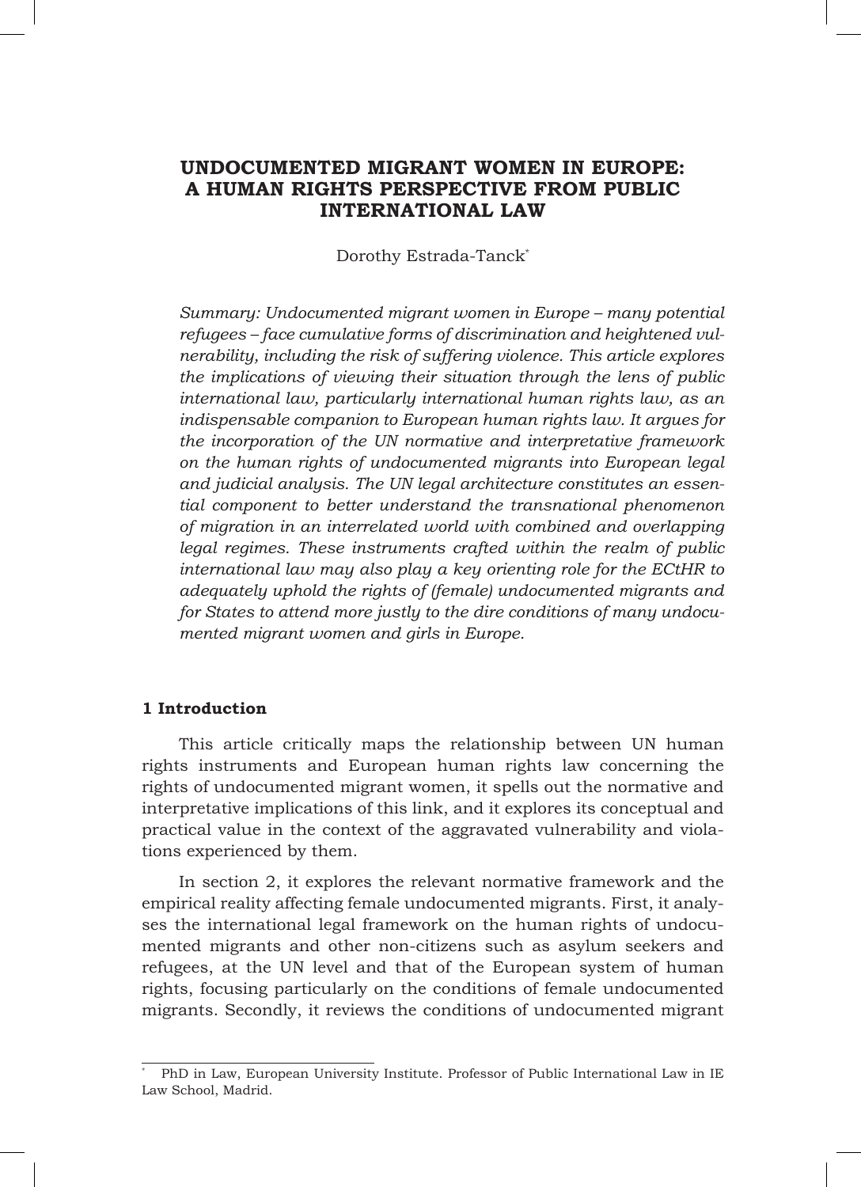# UNDOCUMENTED MIGRANT WOMEN IN EUROPE: A HUMAN RIGHTS PERSPECTIVE FROM PUBLIC INTERNATIONAL LAW

Dorothy Estrada-Tanck[*]

*Summary: Undocumented migrant women in Europe – many potential refugees – face cumulative forms of discrimination and heightened vulnerability, including the risk of suffering violence. This article explores the implications of viewing their situation through the lens of public international law, particularly international human rights law, as an indispensable companion to European human rights law. It argues for the incorporation of the UN normative and interpretative framework on the human rights of undocumented migrants into European legal and judicial analysis. The UN legal architecture constitutes an essential component to better understand the transnational phenomenon of migration in an interrelated world with combined and overlapping legal regimes. These instruments crafted within the realm of public international law may also play a key orienting role for the ECtHR to adequately uphold the rights of (female) undocumented migrants and for States to attend more justly to the dire conditions of many undocumented migrant women and girls in Europe.*

## 1 Introduction

This article critically maps the relationship between UN human rights instruments and European human rights law concerning the rights of undocumented migrant women, it spells out the normative and interpretative implications of this link, and it explores its conceptual and practical value in the context of the aggravated vulnerability and violations experienced by them.

In section 2, it explores the relevant normative framework and the empirical reality affecting female undocumented migrants. First, it analyses the international legal framework on the human rights of undocumented migrants and other non-citizens such as asylum seekers and refugees, at the UN level and that of the European system of human rights, focusing particularly on the conditions of female undocumented migrants. Secondly, it reviews the conditions of undocumented migrant

---

[*] PhD in Law, European University Institute. Professor of Public International Law in IE Law School, Madrid.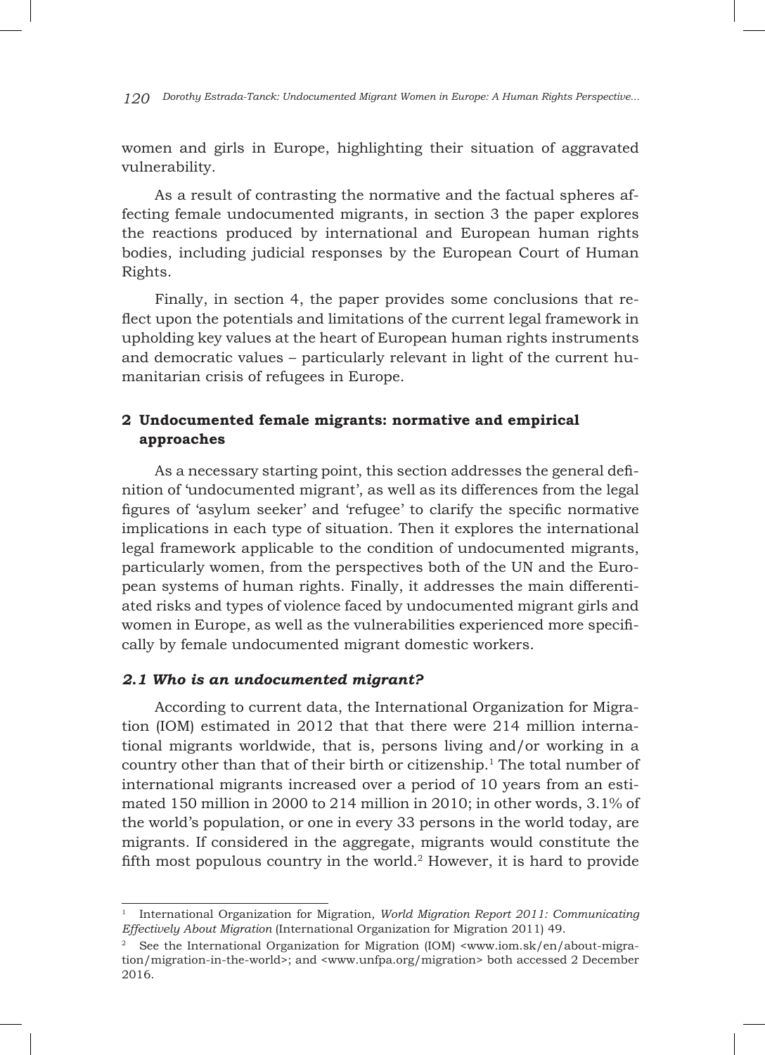women and girls in Europe, highlighting their situation of aggravated vulnerability.

As a result of contrasting the normative and the factual spheres affecting female undocumented migrants, in section 3 the paper explores the reactions produced by international and European human rights bodies, including judicial responses by the European Court of Human Rights.

Finally, in section 4, the paper provides some conclusions that reflect upon the potentials and limitations of the current legal framework in upholding key values at the heart of European human rights instruments and democratic values – particularly relevant in light of the current humanitarian crisis of refugees in Europe.

## 2 Undocumented female migrants: normative and empirical approaches

As a necessary starting point, this section addresses the general definition of 'undocumented migrant', as well as its differences from the legal figures of 'asylum seeker' and 'refugee' to clarify the specific normative implications in each type of situation. Then it explores the international legal framework applicable to the condition of undocumented migrants, particularly women, from the perspectives both of the UN and the European systems of human rights. Finally, it addresses the main differentiated risks and types of violence faced by undocumented migrant girls and women in Europe, as well as the vulnerabilities experienced more specifically by female undocumented migrant domestic workers.

### *2.1 Who is an undocumented migrant?*

According to current data, the International Organization for Migration (IOM) estimated in 2012 that that there were 214 million international migrants worldwide, that is, persons living and/or working in a country other than that of their birth or citizenship.[1] The total number of international migrants increased over a period of 10 years from an estimated 150 million in 2000 to 214 million in 2010; in other words, 3.1% of the world's population, or one in every 33 persons in the world today, are migrants. If considered in the aggregate, migrants would constitute the fifth most populous country in the world.[2] However, it is hard to provide

---

[1] International Organization for Migration, *World Migration Report 2011: Communicating Effectively About Migration* (International Organization for Migration 2011) 49.

[2] See the International Organization for Migration (IOM) <www.iom.sk/en/about-migration/migration-in-the-world>; and <www.unfpa.org/migration> both accessed 2 December 2016.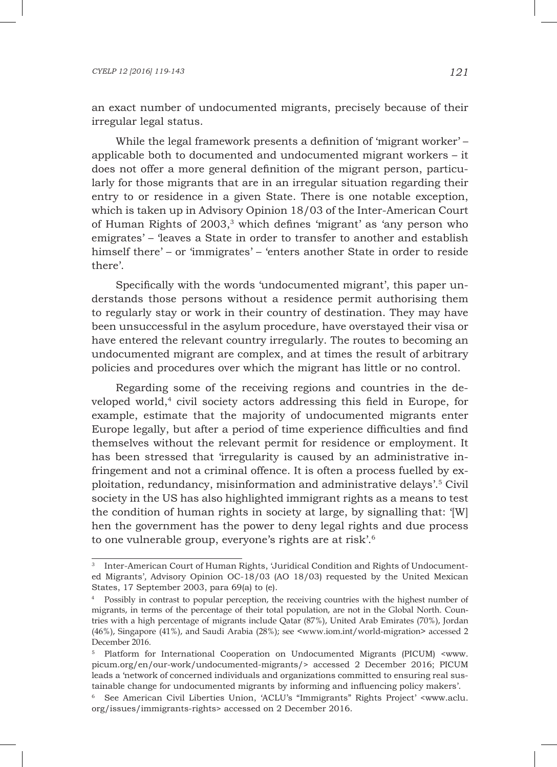an exact number of undocumented migrants, precisely because of their irregular legal status.

While the legal framework presents a definition of 'migrant worker' – applicable both to documented and undocumented migrant workers – it does not offer a more general definition of the migrant person, particularly for those migrants that are in an irregular situation regarding their entry to or residence in a given State. There is one notable exception, which is taken up in Advisory Opinion 18/03 of the Inter-American Court of Human Rights of 2003,[3] which defines 'migrant' as 'any person who emigrates' – 'leaves a State in order to transfer to another and establish himself there' – or 'immigrates' – 'enters another State in order to reside there'.

Specifically with the words 'undocumented migrant', this paper understands those persons without a residence permit authorising them to regularly stay or work in their country of destination. They may have been unsuccessful in the asylum procedure, have overstayed their visa or have entered the relevant country irregularly. The routes to becoming an undocumented migrant are complex, and at times the result of arbitrary policies and procedures over which the migrant has little or no control.

Regarding some of the receiving regions and countries in the developed world,[4] civil society actors addressing this field in Europe, for example, estimate that the majority of undocumented migrants enter Europe legally, but after a period of time experience difficulties and find themselves without the relevant permit for residence or employment. It has been stressed that 'irregularity is caused by an administrative infringement and not a criminal offence. It is often a process fuelled by exploitation, redundancy, misinformation and administrative delays'.[5] Civil society in the US has also highlighted immigrant rights as a means to test the condition of human rights in society at large, by signalling that: '[W]hen the government has the power to deny legal rights and due process to one vulnerable group, everyone's rights are at risk'.[6]

---

[3] Inter-American Court of Human Rights, 'Juridical Condition and Rights of Undocumented Migrants', Advisory Opinion OC-18/03 (AO 18/03) requested by the United Mexican States, 17 September 2003, para 69(a) to (e).

[4] Possibly in contrast to popular perception, the receiving countries with the highest number of migrants, in terms of the percentage of their total population, are not in the Global North. Countries with a high percentage of migrants include Qatar (87%), United Arab Emirates (70%), Jordan (46%), Singapore (41%), and Saudi Arabia (28%); see <www.iom.int/world-migration> accessed 2 December 2016.

[5] Platform for International Cooperation on Undocumented Migrants (PICUM) <www.picum.org/en/our-work/undocumented-migrants/> accessed 2 December 2016; PICUM leads a 'network of concerned individuals and organizations committed to ensuring real sustainable change for undocumented migrants by informing and influencing policy makers'.

[6] See American Civil Liberties Union, 'ACLU's "Immigrants" Rights Project' <www.aclu.org/issues/immigrants-rights> accessed on 2 December 2016.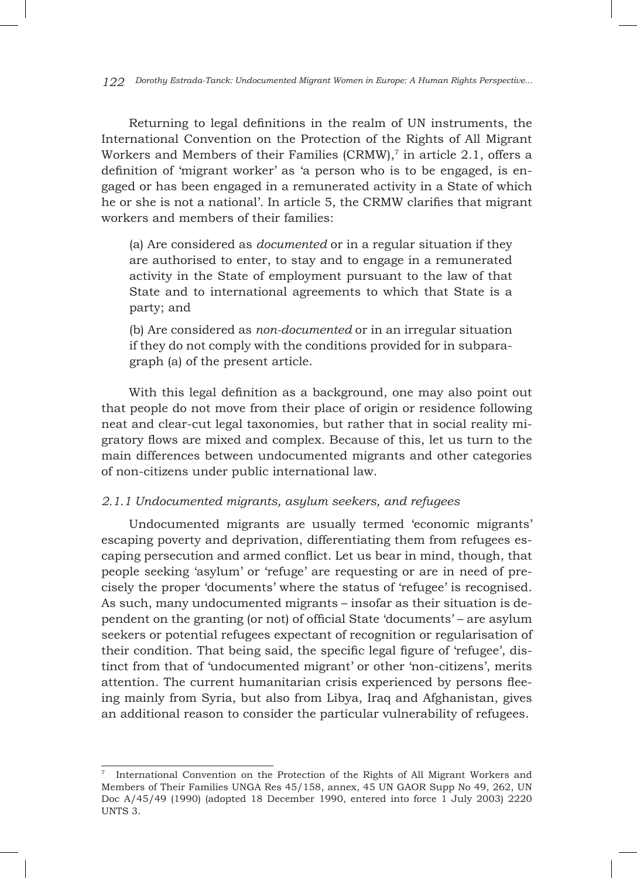Returning to legal definitions in the realm of UN instruments, the International Convention on the Protection of the Rights of All Migrant Workers and Members of their Families (CRMW),[7] in article 2.1, offers a definition of 'migrant worker' as 'a person who is to be engaged, is engaged or has been engaged in a remunerated activity in a State of which he or she is not a national'. In article 5, the CRMW clarifies that migrant workers and members of their families:

> (a) Are considered as *documented* or in a regular situation if they are authorised to enter, to stay and to engage in a remunerated activity in the State of employment pursuant to the law of that State and to international agreements to which that State is a party; and
>
> (b) Are considered as *non-documented* or in an irregular situation if they do not comply with the conditions provided for in subparagraph (a) of the present article.

With this legal definition as a background, one may also point out that people do not move from their place of origin or residence following neat and clear-cut legal taxonomies, but rather that in social reality migratory flows are mixed and complex. Because of this, let us turn to the main differences between undocumented migrants and other categories of non-citizens under public international law.

#### *2.1.1 Undocumented migrants, asylum seekers, and refugees*

Undocumented migrants are usually termed 'economic migrants' escaping poverty and deprivation, differentiating them from refugees escaping persecution and armed conflict. Let us bear in mind, though, that people seeking 'asylum' or 'refuge' are requesting or are in need of precisely the proper 'documents' where the status of 'refugee' is recognised. As such, many undocumented migrants – insofar as their situation is dependent on the granting (or not) of official State 'documents' – are asylum seekers or potential refugees expectant of recognition or regularisation of their condition. That being said, the specific legal figure of 'refugee', distinct from that of 'undocumented migrant' or other 'non-citizens', merits attention. The current humanitarian crisis experienced by persons fleeing mainly from Syria, but also from Libya, Iraq and Afghanistan, gives an additional reason to consider the particular vulnerability of refugees.

---

[7] International Convention on the Protection of the Rights of All Migrant Workers and Members of Their Families UNGA Res 45/158, annex, 45 UN GAOR Supp No 49, 262, UN Doc A/45/49 (1990) (adopted 18 December 1990, entered into force 1 July 2003) 2220 UNTS 3.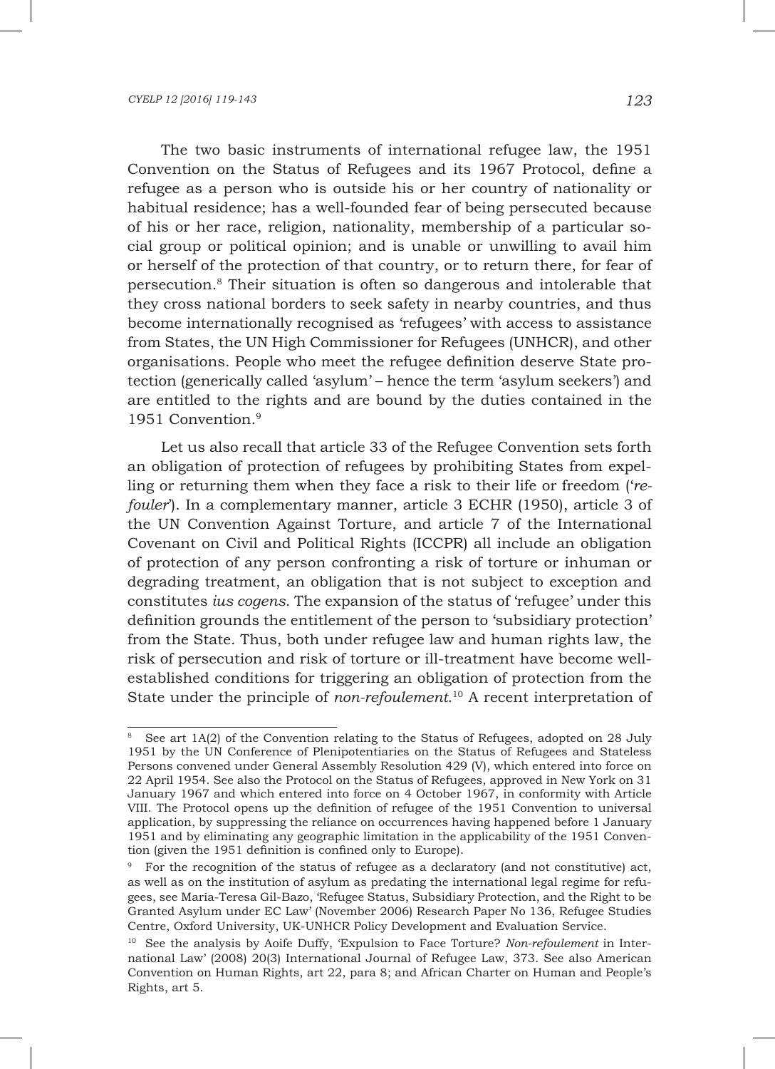The two basic instruments of international refugee law, the 1951 Convention on the Status of Refugees and its 1967 Protocol, define a refugee as a person who is outside his or her country of nationality or habitual residence; has a well-founded fear of being persecuted because of his or her race, religion, nationality, membership of a particular social group or political opinion; and is unable or unwilling to avail him or herself of the protection of that country, or to return there, for fear of persecution.[8] Their situation is often so dangerous and intolerable that they cross national borders to seek safety in nearby countries, and thus become internationally recognised as 'refugees' with access to assistance from States, the UN High Commissioner for Refugees (UNHCR), and other organisations. People who meet the refugee definition deserve State protection (generically called 'asylum' – hence the term 'asylum seekers') and are entitled to the rights and are bound by the duties contained in the 1951 Convention.[9]

Let us also recall that article 33 of the Refugee Convention sets forth an obligation of protection of refugees by prohibiting States from expelling or returning them when they face a risk to their life or freedom ('*refouler*'). In a complementary manner, article 3 ECHR (1950), article 3 of the UN Convention Against Torture, and article 7 of the International Covenant on Civil and Political Rights (ICCPR) all include an obligation of protection of any person confronting a risk of torture or inhuman or degrading treatment, an obligation that is not subject to exception and constitutes *ius cogens*. The expansion of the status of 'refugee' under this definition grounds the entitlement of the person to 'subsidiary protection' from the State. Thus, both under refugee law and human rights law, the risk of persecution and risk of torture or ill-treatment have become well-established conditions for triggering an obligation of protection from the State under the principle of *non-refoulement*.[10] A recent interpretation of

---

[8] See art 1A(2) of the Convention relating to the Status of Refugees, adopted on 28 July 1951 by the UN Conference of Plenipotentiaries on the Status of Refugees and Stateless Persons convened under General Assembly Resolution 429 (V), which entered into force on 22 April 1954. See also the Protocol on the Status of Refugees, approved in New York on 31 January 1967 and which entered into force on 4 October 1967, in conformity with Article VIII. The Protocol opens up the definition of refugee of the 1951 Convention to universal application, by suppressing the reliance on occurrences having happened before 1 January 1951 and by eliminating any geographic limitation in the applicability of the 1951 Convention (given the 1951 definition is confined only to Europe).

[9] For the recognition of the status of refugee as a declaratory (and not constitutive) act, as well as on the institution of asylum as predating the international legal regime for refugees, see María-Teresa Gil-Bazo, 'Refugee Status, Subsidiary Protection, and the Right to be Granted Asylum under EC Law' (November 2006) Research Paper No 136, Refugee Studies Centre, Oxford University, UK-UNHCR Policy Development and Evaluation Service.

[10] See the analysis by Aoife Duffy, 'Expulsion to Face Torture? *Non-refoulement* in International Law' (2008) 20(3) International Journal of Refugee Law, 373. See also American Convention on Human Rights, art 22, para 8; and African Charter on Human and People's Rights, art 5.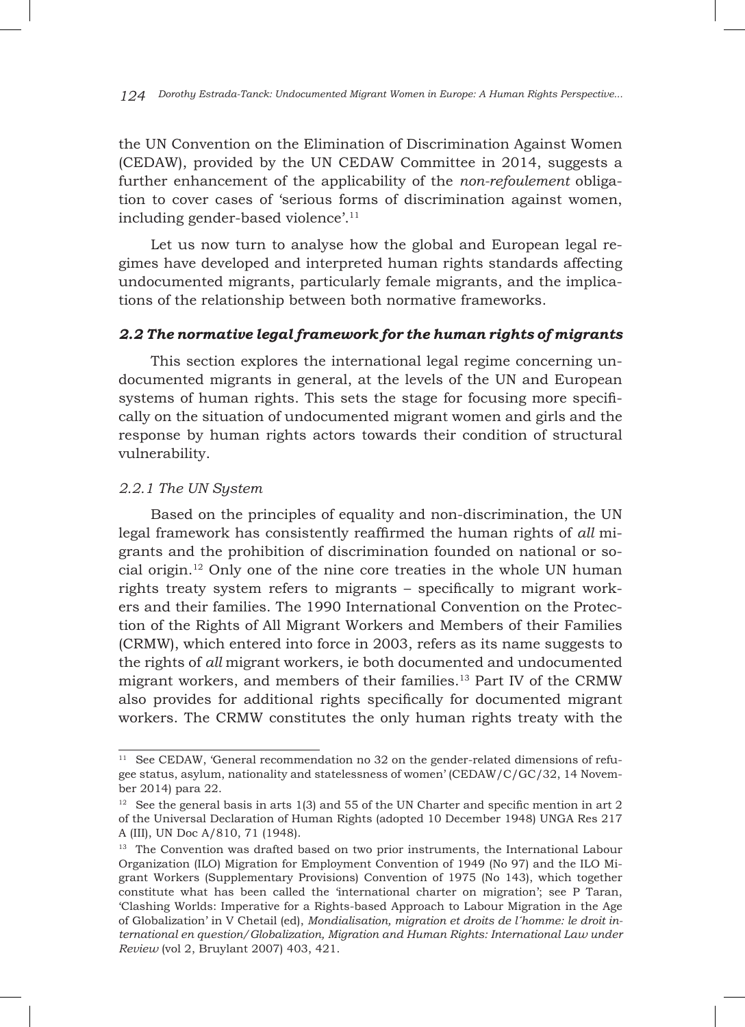the UN Convention on the Elimination of Discrimination Against Women (CEDAW), provided by the UN CEDAW Committee in 2014, suggests a further enhancement of the applicability of the *non-refoulement* obligation to cover cases of 'serious forms of discrimination against women, including gender-based violence'.[11]

Let us now turn to analyse how the global and European legal regimes have developed and interpreted human rights standards affecting undocumented migrants, particularly female migrants, and the implications of the relationship between both normative frameworks.

### *2.2 The normative legal framework for the human rights of migrants*

This section explores the international legal regime concerning undocumented migrants in general, at the levels of the UN and European systems of human rights. This sets the stage for focusing more specifically on the situation of undocumented migrant women and girls and the response by human rights actors towards their condition of structural vulnerability.

#### *2.2.1 The UN System*

Based on the principles of equality and non-discrimination, the UN legal framework has consistently reaffirmed the human rights of *all* migrants and the prohibition of discrimination founded on national or social origin.[12] Only one of the nine core treaties in the whole UN human rights treaty system refers to migrants – specifically to migrant workers and their families. The 1990 International Convention on the Protection of the Rights of All Migrant Workers and Members of their Families (CRMW), which entered into force in 2003, refers as its name suggests to the rights of *all* migrant workers, ie both documented and undocumented migrant workers, and members of their families.[13] Part IV of the CRMW also provides for additional rights specifically for documented migrant workers. The CRMW constitutes the only human rights treaty with the

---

[11] See CEDAW, 'General recommendation no 32 on the gender-related dimensions of refugee status, asylum, nationality and statelessness of women' (CEDAW/C/GC/32, 14 November 2014) para 22.

[12] See the general basis in arts 1(3) and 55 of the UN Charter and specific mention in art 2 of the Universal Declaration of Human Rights (adopted 10 December 1948) UNGA Res 217 A (III), UN Doc A/810, 71 (1948).

[13] The Convention was drafted based on two prior instruments, the International Labour Organization (ILO) Migration for Employment Convention of 1949 (No 97) and the ILO Migrant Workers (Supplementary Provisions) Convention of 1975 (No 143), which together constitute what has been called the 'international charter on migration'; see P Taran, 'Clashing Worlds: Imperative for a Rights-based Approach to Labour Migration in the Age of Globalization' in V Chetail (ed), *Mondialisation, migration et droits de l´homme: le droit international en question/Globalization, Migration and Human Rights: International Law under Review* (vol 2, Bruylant 2007) 403, 421.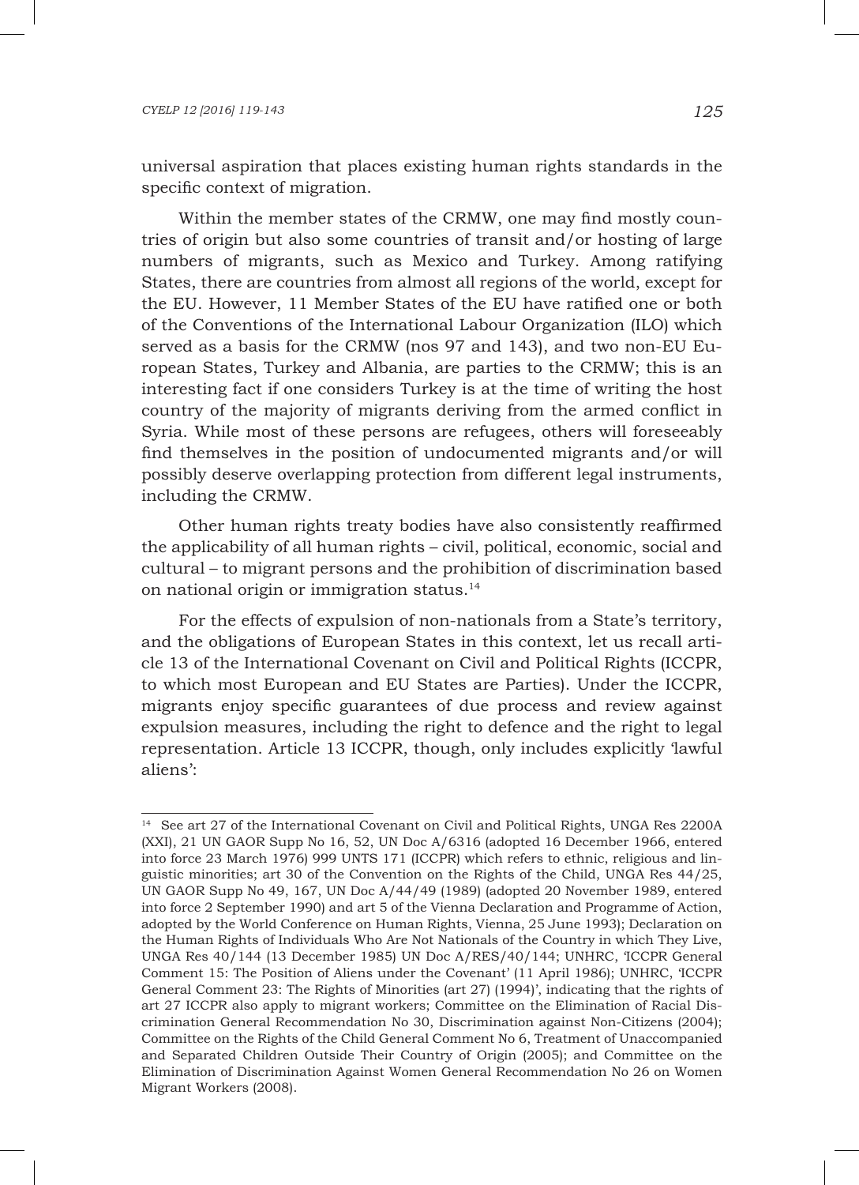universal aspiration that places existing human rights standards in the specific context of migration.

Within the member states of the CRMW, one may find mostly countries of origin but also some countries of transit and/or hosting of large numbers of migrants, such as Mexico and Turkey. Among ratifying States, there are countries from almost all regions of the world, except for the EU. However, 11 Member States of the EU have ratified one or both of the Conventions of the International Labour Organization (ILO) which served as a basis for the CRMW (nos 97 and 143), and two non-EU European States, Turkey and Albania, are parties to the CRMW; this is an interesting fact if one considers Turkey is at the time of writing the host country of the majority of migrants deriving from the armed conflict in Syria. While most of these persons are refugees, others will foreseeably find themselves in the position of undocumented migrants and/or will possibly deserve overlapping protection from different legal instruments, including the CRMW.

Other human rights treaty bodies have also consistently reaffirmed the applicability of all human rights – civil, political, economic, social and cultural – to migrant persons and the prohibition of discrimination based on national origin or immigration status.[14]

For the effects of expulsion of non-nationals from a State's territory, and the obligations of European States in this context, let us recall article 13 of the International Covenant on Civil and Political Rights (ICCPR, to which most European and EU States are Parties). Under the ICCPR, migrants enjoy specific guarantees of due process and review against expulsion measures, including the right to defence and the right to legal representation. Article 13 ICCPR, though, only includes explicitly 'lawful aliens':

---

[14] See art 27 of the International Covenant on Civil and Political Rights, UNGA Res 2200A (XXI), 21 UN GAOR Supp No 16, 52, UN Doc A/6316 (adopted 16 December 1966, entered into force 23 March 1976) 999 UNTS 171 (ICCPR) which refers to ethnic, religious and linguistic minorities; art 30 of the Convention on the Rights of the Child, UNGA Res 44/25, UN GAOR Supp No 49, 167, UN Doc A/44/49 (1989) (adopted 20 November 1989, entered into force 2 September 1990) and art 5 of the Vienna Declaration and Programme of Action, adopted by the World Conference on Human Rights, Vienna, 25 June 1993); Declaration on the Human Rights of Individuals Who Are Not Nationals of the Country in which They Live, UNGA Res 40/144 (13 December 1985) UN Doc A/RES/40/144; UNHRC, 'ICCPR General Comment 15: The Position of Aliens under the Covenant' (11 April 1986); UNHRC, 'ICCPR General Comment 23: The Rights of Minorities (art 27) (1994)', indicating that the rights of art 27 ICCPR also apply to migrant workers; Committee on the Elimination of Racial Discrimination General Recommendation No 30, Discrimination against Non-Citizens (2004); Committee on the Rights of the Child General Comment No 6, Treatment of Unaccompanied and Separated Children Outside Their Country of Origin (2005); and Committee on the Elimination of Discrimination Against Women General Recommendation No 26 on Women Migrant Workers (2008).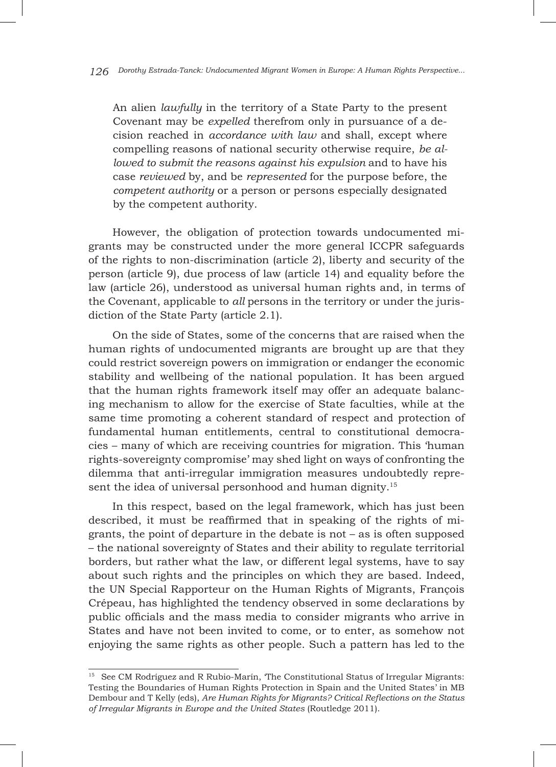> An alien *lawfully* in the territory of a State Party to the present Covenant may be *expelled* therefrom only in pursuance of a decision reached in *accordance with law* and shall, except where compelling reasons of national security otherwise require, *be allowed to submit the reasons against his expulsion* and to have his case *reviewed* by, and be *represented* for the purpose before, the *competent authority* or a person or persons especially designated by the competent authority.

However, the obligation of protection towards undocumented migrants may be constructed under the more general ICCPR safeguards of the rights to non-discrimination (article 2), liberty and security of the person (article 9), due process of law (article 14) and equality before the law (article 26), understood as universal human rights and, in terms of the Covenant, applicable to *all* persons in the territory or under the jurisdiction of the State Party (article 2.1).

On the side of States, some of the concerns that are raised when the human rights of undocumented migrants are brought up are that they could restrict sovereign powers on immigration or endanger the economic stability and wellbeing of the national population. It has been argued that the human rights framework itself may offer an adequate balancing mechanism to allow for the exercise of State faculties, while at the same time promoting a coherent standard of respect and protection of fundamental human entitlements, central to constitutional democracies – many of which are receiving countries for migration. This 'human rights-sovereignty compromise' may shed light on ways of confronting the dilemma that anti-irregular immigration measures undoubtedly represent the idea of universal personhood and human dignity.[15]

In this respect, based on the legal framework, which has just been described, it must be reaffirmed that in speaking of the rights of migrants, the point of departure in the debate is not – as is often supposed – the national sovereignty of States and their ability to regulate territorial borders, but rather what the law, or different legal systems, have to say about such rights and the principles on which they are based. Indeed, the UN Special Rapporteur on the Human Rights of Migrants, François Crépeau, has highlighted the tendency observed in some declarations by public officials and the mass media to consider migrants who arrive in States and have not been invited to come, or to enter, as somehow not enjoying the same rights as other people. Such a pattern has led to the

---

[15] See CM Rodríguez and R Rubio-Marín, 'The Constitutional Status of Irregular Migrants: Testing the Boundaries of Human Rights Protection in Spain and the United States' in MB Dembour and T Kelly (eds), *Are Human Rights for Migrants? Critical Reflections on the Status of Irregular Migrants in Europe and the United States* (Routledge 2011).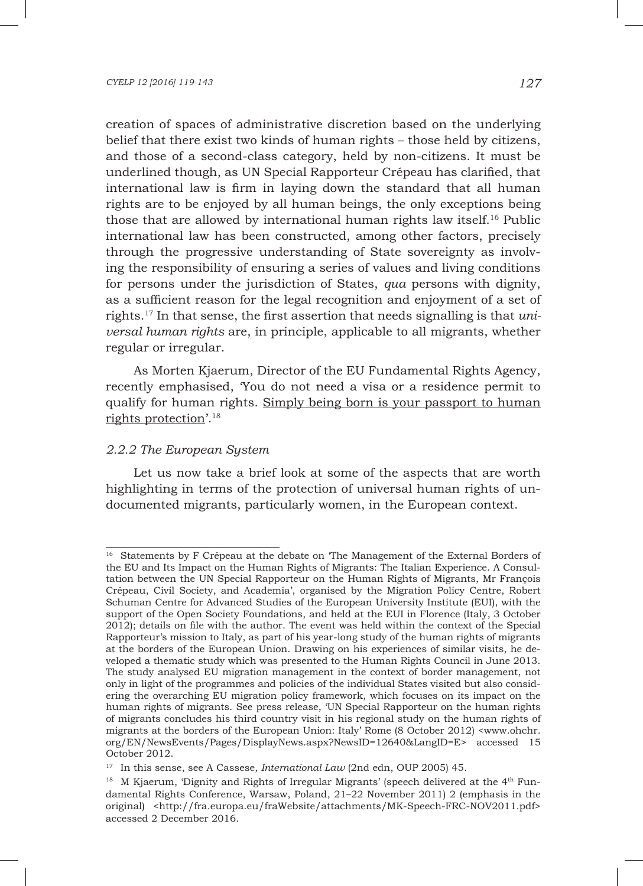creation of spaces of administrative discretion based on the underlying belief that there exist two kinds of human rights – those held by citizens, and those of a second-class category, held by non-citizens. It must be underlined though, as UN Special Rapporteur Crépeau has clarified, that international law is firm in laying down the standard that all human rights are to be enjoyed by all human beings, the only exceptions being those that are allowed by international human rights law itself.[16] Public international law has been constructed, among other factors, precisely through the progressive understanding of State sovereignty as involving the responsibility of ensuring a series of values and living conditions for persons under the jurisdiction of States, *qua* persons with dignity, as a sufficient reason for the legal recognition and enjoyment of a set of rights.[17] In that sense, the first assertion that needs signalling is that *universal human rights* are, in principle, applicable to all migrants, whether regular or irregular.

As Morten Kjaerum, Director of the EU Fundamental Rights Agency, recently emphasised, 'You do not need a visa or a residence permit to qualify for human rights. <u>Simply being born is your passport to human rights protection</u>'.[18]

### *2.2.2 The European System*

Let us now take a brief look at some of the aspects that are worth highlighting in terms of the protection of universal human rights of undocumented migrants, particularly women, in the European context.

---

[16] Statements by F Crépeau at the debate on 'The Management of the External Borders of the EU and Its Impact on the Human Rights of Migrants: The Italian Experience. A Consultation between the UN Special Rapporteur on the Human Rights of Migrants, Mr François Crépeau, Civil Society, and Academia', organised by the Migration Policy Centre, Robert Schuman Centre for Advanced Studies of the European University Institute (EUI), with the support of the Open Society Foundations, and held at the EUI in Florence (Italy, 3 October 2012); details on file with the author. The event was held within the context of the Special Rapporteur's mission to Italy, as part of his year-long study of the human rights of migrants at the borders of the European Union. Drawing on his experiences of similar visits, he developed a thematic study which was presented to the Human Rights Council in June 2013. The study analysed EU migration management in the context of border management, not only in light of the programmes and policies of the individual States visited but also considering the overarching EU migration policy framework, which focuses on its impact on the human rights of migrants. See press release, 'UN Special Rapporteur on the human rights of migrants concludes his third country visit in his regional study on the human rights of migrants at the borders of the European Union: Italy' Rome (8 October 2012) <www.ohchr.org/EN/NewsEvents/Pages/DisplayNews.aspx?NewsID=12640&LangID=E> accessed 15 October 2012.

[17] In this sense, see A Cassese, *International Law* (2nd edn, OUP 2005) 45.

[18] M Kjaerum, 'Dignity and Rights of Irregular Migrants' (speech delivered at the 4th Fundamental Rights Conference, Warsaw, Poland, 21–22 November 2011) 2 (emphasis in the original) <http://fra.europa.eu/fraWebsite/attachments/MK-Speech-FRC-NOV2011.pdf> accessed 2 December 2016.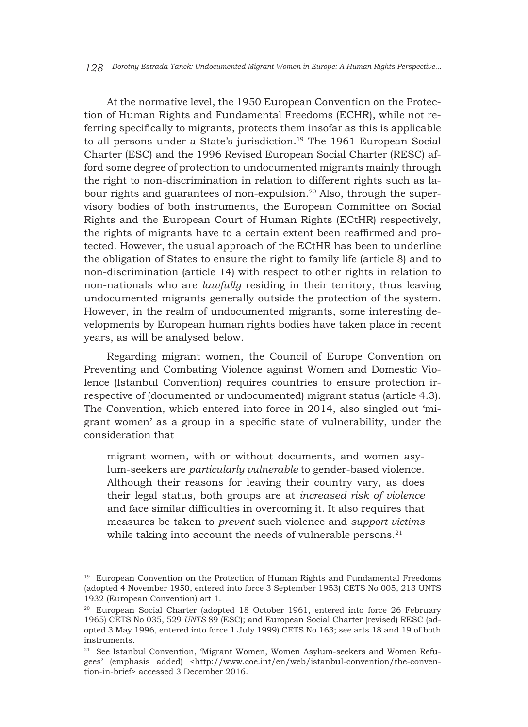At the normative level, the 1950 European Convention on the Protection of Human Rights and Fundamental Freedoms (ECHR), while not referring specifically to migrants, protects them insofar as this is applicable to all persons under a State's jurisdiction.[19] The 1961 European Social Charter (ESC) and the 1996 Revised European Social Charter (RESC) afford some degree of protection to undocumented migrants mainly through the right to non-discrimination in relation to different rights such as labour rights and guarantees of non-expulsion.[20] Also, through the supervisory bodies of both instruments, the European Committee on Social Rights and the European Court of Human Rights (ECtHR) respectively, the rights of migrants have to a certain extent been reaffirmed and protected. However, the usual approach of the ECtHR has been to underline the obligation of States to ensure the right to family life (article 8) and to non-discrimination (article 14) with respect to other rights in relation to non-nationals who are *lawfully* residing in their territory, thus leaving undocumented migrants generally outside the protection of the system. However, in the realm of undocumented migrants, some interesting developments by European human rights bodies have taken place in recent years, as will be analysed below.

Regarding migrant women, the Council of Europe Convention on Preventing and Combating Violence against Women and Domestic Violence (Istanbul Convention) requires countries to ensure protection irrespective of (documented or undocumented) migrant status (article 4.3). The Convention, which entered into force in 2014, also singled out 'migrant women' as a group in a specific state of vulnerability, under the consideration that

> migrant women, with or without documents, and women asylum-seekers are *particularly vulnerable* to gender-based violence. Although their reasons for leaving their country vary, as does their legal status, both groups are at *increased risk of violence* and face similar difficulties in overcoming it. It also requires that measures be taken to *prevent* such violence and *support victims* while taking into account the needs of vulnerable persons.[21]

---

[19] European Convention on the Protection of Human Rights and Fundamental Freedoms (adopted 4 November 1950, entered into force 3 September 1953) CETS No 005, 213 UNTS 1932 (European Convention) art 1.

[20] European Social Charter (adopted 18 October 1961, entered into force 26 February 1965) CETS No 035, 529 *UNTS* 89 (ESC); and European Social Charter (revised) RESC (adopted 3 May 1996, entered into force 1 July 1999) CETS No 163; see arts 18 and 19 of both instruments.

[21] See Istanbul Convention, 'Migrant Women, Women Asylum-seekers and Women Refugees' (emphasis added) <http://www.coe.int/en/web/istanbul-convention/the-convention-in-brief> accessed 3 December 2016.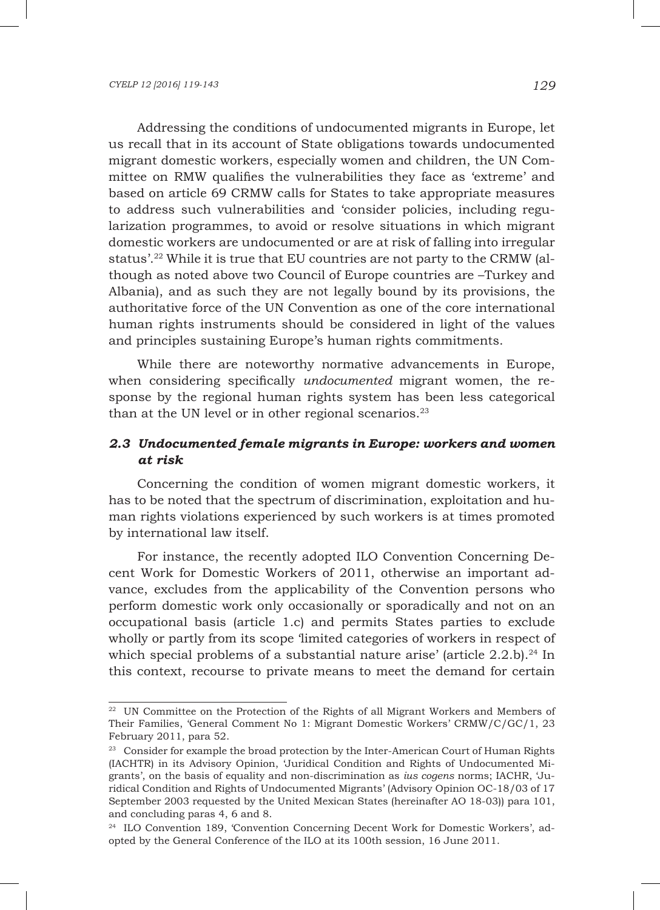Addressing the conditions of undocumented migrants in Europe, let us recall that in its account of State obligations towards undocumented migrant domestic workers, especially women and children, the UN Committee on RMW qualifies the vulnerabilities they face as 'extreme' and based on article 69 CRMW calls for States to take appropriate measures to address such vulnerabilities and 'consider policies, including regularization programmes, to avoid or resolve situations in which migrant domestic workers are undocumented or are at risk of falling into irregular status'.[22] While it is true that EU countries are not party to the CRMW (although as noted above two Council of Europe countries are –Turkey and Albania), and as such they are not legally bound by its provisions, the authoritative force of the UN Convention as one of the core international human rights instruments should be considered in light of the values and principles sustaining Europe's human rights commitments.

While there are noteworthy normative advancements in Europe, when considering specifically *undocumented* migrant women, the response by the regional human rights system has been less categorical than at the UN level or in other regional scenarios.[23]

### *2.3 Undocumented female migrants in Europe: workers and women at risk*

Concerning the condition of women migrant domestic workers, it has to be noted that the spectrum of discrimination, exploitation and human rights violations experienced by such workers is at times promoted by international law itself.

For instance, the recently adopted ILO Convention Concerning Decent Work for Domestic Workers of 2011, otherwise an important advance, excludes from the applicability of the Convention persons who perform domestic work only occasionally or sporadically and not on an occupational basis (article 1.c) and permits States parties to exclude wholly or partly from its scope 'limited categories of workers in respect of which special problems of a substantial nature arise' (article 2.2.b).[24] In this context, recourse to private means to meet the demand for certain

---

[22] UN Committee on the Protection of the Rights of all Migrant Workers and Members of Their Families, 'General Comment No 1: Migrant Domestic Workers' CRMW/C/GC/1, 23 February 2011, para 52.

[23] Consider for example the broad protection by the Inter-American Court of Human Rights (IACHTR) in its Advisory Opinion, 'Juridical Condition and Rights of Undocumented Migrants', on the basis of equality and non-discrimination as *ius cogens* norms; IACHR, 'Juridical Condition and Rights of Undocumented Migrants' (Advisory Opinion OC-18/03 of 17 September 2003 requested by the United Mexican States (hereinafter AO 18-03)) para 101, and concluding paras 4, 6 and 8.

[24] ILO Convention 189, 'Convention Concerning Decent Work for Domestic Workers', adopted by the General Conference of the ILO at its 100th session, 16 June 2011.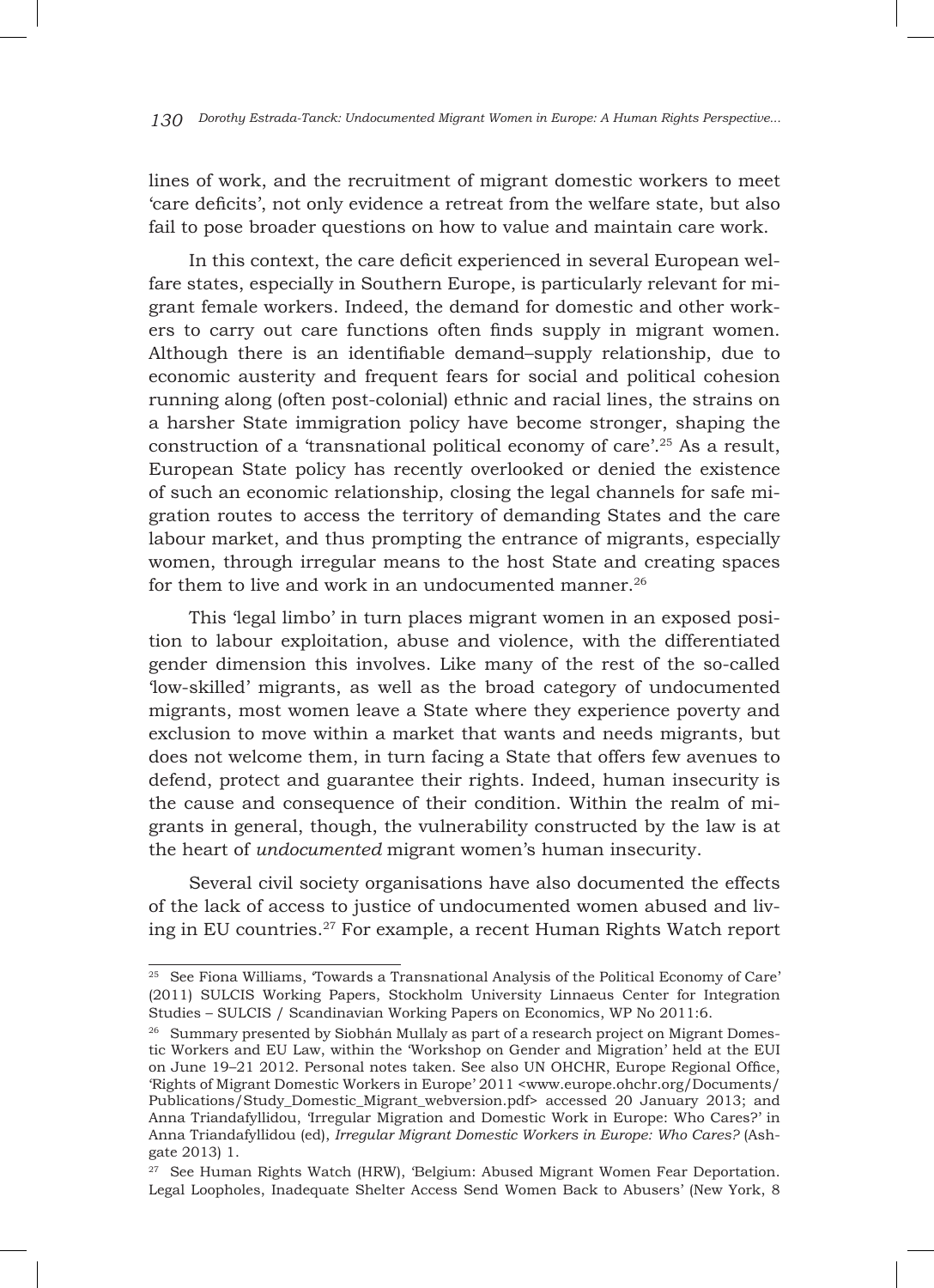lines of work, and the recruitment of migrant domestic workers to meet 'care deficits', not only evidence a retreat from the welfare state, but also fail to pose broader questions on how to value and maintain care work.

In this context, the care deficit experienced in several European welfare states, especially in Southern Europe, is particularly relevant for migrant female workers. Indeed, the demand for domestic and other workers to carry out care functions often finds supply in migrant women. Although there is an identifiable demand–supply relationship, due to economic austerity and frequent fears for social and political cohesion running along (often post-colonial) ethnic and racial lines, the strains on a harsher State immigration policy have become stronger, shaping the construction of a 'transnational political economy of care'.[25] As a result, European State policy has recently overlooked or denied the existence of such an economic relationship, closing the legal channels for safe migration routes to access the territory of demanding States and the care labour market, and thus prompting the entrance of migrants, especially women, through irregular means to the host State and creating spaces for them to live and work in an undocumented manner.[26]

This 'legal limbo' in turn places migrant women in an exposed position to labour exploitation, abuse and violence, with the differentiated gender dimension this involves. Like many of the rest of the so-called 'low-skilled' migrants, as well as the broad category of undocumented migrants, most women leave a State where they experience poverty and exclusion to move within a market that wants and needs migrants, but does not welcome them, in turn facing a State that offers few avenues to defend, protect and guarantee their rights. Indeed, human insecurity is the cause and consequence of their condition. Within the realm of migrants in general, though, the vulnerability constructed by the law is at the heart of *undocumented* migrant women's human insecurity.

Several civil society organisations have also documented the effects of the lack of access to justice of undocumented women abused and living in EU countries.[27] For example, a recent Human Rights Watch report

---

[25] See Fiona Williams, 'Towards a Transnational Analysis of the Political Economy of Care' (2011) SULCIS Working Papers, Stockholm University Linnaeus Center for Integration Studies – SULCIS / Scandinavian Working Papers on Economics, WP No 2011:6.

[26] Summary presented by Siobhán Mullaly as part of a research project on Migrant Domestic Workers and EU Law, within the 'Workshop on Gender and Migration' held at the EUI on June 19–21 2012. Personal notes taken. See also UN OHCHR, Europe Regional Office, 'Rights of Migrant Domestic Workers in Europe' 2011 <www.europe.ohchr.org/Documents/Publications/Study_Domestic_Migrant_webversion.pdf> accessed 20 January 2013; and Anna Triandafyllidou, 'Irregular Migration and Domestic Work in Europe: Who Cares?' in Anna Triandafyllidou (ed), *Irregular Migrant Domestic Workers in Europe: Who Cares?* (Ashgate 2013) 1.

[27] See Human Rights Watch (HRW), 'Belgium: Abused Migrant Women Fear Deportation. Legal Loopholes, Inadequate Shelter Access Send Women Back to Abusers' (New York, 8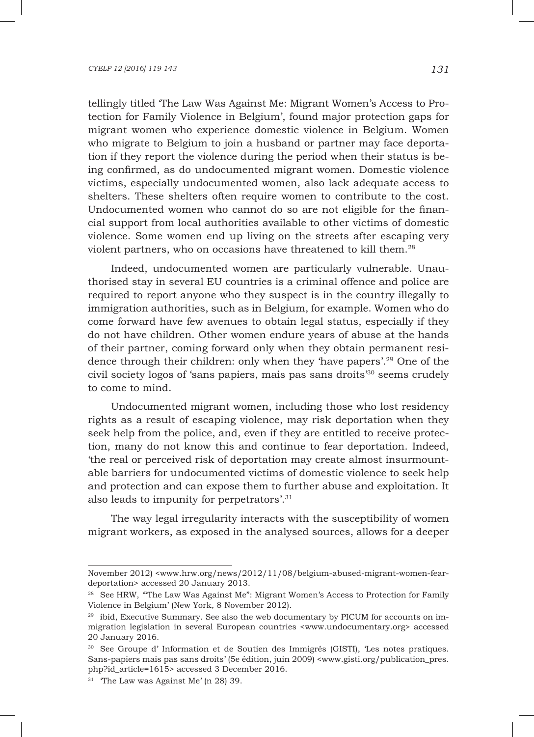tellingly titled 'The Law Was Against Me: Migrant Women's Access to Protection for Family Violence in Belgium', found major protection gaps for migrant women who experience domestic violence in Belgium. Women who migrate to Belgium to join a husband or partner may face deportation if they report the violence during the period when their status is being confirmed, as do undocumented migrant women. Domestic violence victims, especially undocumented women, also lack adequate access to shelters. These shelters often require women to contribute to the cost. Undocumented women who cannot do so are not eligible for the financial support from local authorities available to other victims of domestic violence. Some women end up living on the streets after escaping very violent partners, who on occasions have threatened to kill them.[28]

Indeed, undocumented women are particularly vulnerable. Unauthorised stay in several EU countries is a criminal offence and police are required to report anyone who they suspect is in the country illegally to immigration authorities, such as in Belgium, for example. Women who do come forward have few avenues to obtain legal status, especially if they do not have children. Other women endure years of abuse at the hands of their partner, coming forward only when they obtain permanent residence through their children: only when they 'have papers'.[29] One of the civil society logos of 'sans papiers, mais pas sans droits'[30] seems crudely to come to mind.

Undocumented migrant women, including those who lost residency rights as a result of escaping violence, may risk deportation when they seek help from the police, and, even if they are entitled to receive protection, many do not know this and continue to fear deportation. Indeed, 'the real or perceived risk of deportation may create almost insurmountable barriers for undocumented victims of domestic violence to seek help and protection and can expose them to further abuse and exploitation. It also leads to impunity for perpetrators'.[31]

The way legal irregularity interacts with the susceptibility of women migrant workers, as exposed in the analysed sources, allows for a deeper

---

November 2012) <www.hrw.org/news/2012/11/08/belgium-abused-migrant-women-fear-deportation> accessed 20 January 2013.

[28] See HRW, '"The Law Was Against Me": Migrant Women's Access to Protection for Family Violence in Belgium' (New York, 8 November 2012).

[29] ibid, Executive Summary. See also the web documentary by PICUM for accounts on immigration legislation in several European countries <www.undocumentary.org> accessed 20 January 2016.

[30] See Groupe d' Information et de Soutien des Immigrés (GISTI), 'Les notes pratiques. Sans-papiers mais pas sans droits' (5e édition, juin 2009) <www.gisti.org/publication_pres.php?id_article=1615> accessed 3 December 2016.

[31] 'The Law was Against Me' (n 28) 39.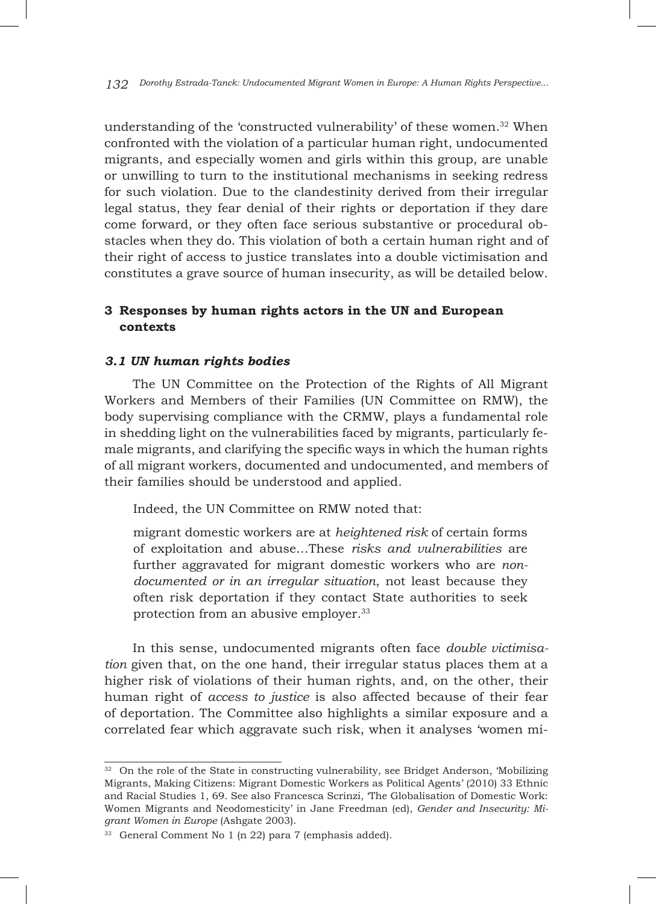understanding of the 'constructed vulnerability' of these women.[32] When confronted with the violation of a particular human right, undocumented migrants, and especially women and girls within this group, are unable or unwilling to turn to the institutional mechanisms in seeking redress for such violation. Due to the clandestinity derived from their irregular legal status, they fear denial of their rights or deportation if they dare come forward, or they often face serious substantive or procedural obstacles when they do. This violation of both a certain human right and of their right of access to justice translates into a double victimisation and constitutes a grave source of human insecurity, as will be detailed below.

## 3 Responses by human rights actors in the UN and European contexts

### *3.1 UN human rights bodies*

The UN Committee on the Protection of the Rights of All Migrant Workers and Members of their Families (UN Committee on RMW), the body supervising compliance with the CRMW, plays a fundamental role in shedding light on the vulnerabilities faced by migrants, particularly female migrants, and clarifying the specific ways in which the human rights of all migrant workers, documented and undocumented, and members of their families should be understood and applied.

Indeed, the UN Committee on RMW noted that:

> migrant domestic workers are at *heightened risk* of certain forms of exploitation and abuse...These *risks and vulnerabilities* are further aggravated for migrant domestic workers who are *non-documented or in an irregular situation*, not least because they often risk deportation if they contact State authorities to seek protection from an abusive employer.[33]

In this sense, undocumented migrants often face *double victimisation* given that, on the one hand, their irregular status places them at a higher risk of violations of their human rights, and, on the other, their human right of *access to justice* is also affected because of their fear of deportation. The Committee also highlights a similar exposure and a correlated fear which aggravate such risk, when it analyses 'women mi-

---

[32] On the role of the State in constructing vulnerability, see Bridget Anderson, 'Mobilizing Migrants, Making Citizens: Migrant Domestic Workers as Political Agents' (2010) 33 Ethnic and Racial Studies 1, 69. See also Francesca Scrinzi, 'The Globalisation of Domestic Work: Women Migrants and Neodomesticity' in Jane Freedman (ed), *Gender and Insecurity: Migrant Women in Europe* (Ashgate 2003).

[33] General Comment No 1 (n 22) para 7 (emphasis added).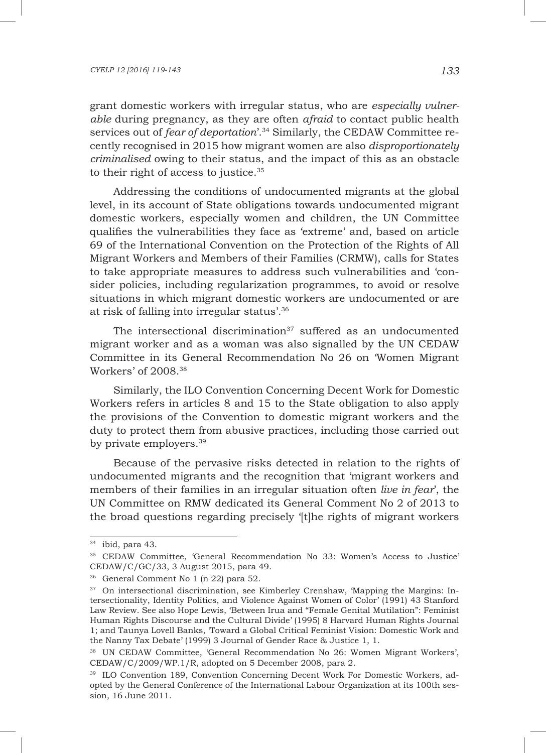grant domestic workers with irregular status, who are *especially vulnerable* during pregnancy, as they are often *afraid* to contact public health services out of *fear of deportation*'.[34] Similarly, the CEDAW Committee recently recognised in 2015 how migrant women are also *disproportionately criminalised* owing to their status, and the impact of this as an obstacle to their right of access to justice.[35]

Addressing the conditions of undocumented migrants at the global level, in its account of State obligations towards undocumented migrant domestic workers, especially women and children, the UN Committee qualifies the vulnerabilities they face as 'extreme' and, based on article 69 of the International Convention on the Protection of the Rights of All Migrant Workers and Members of their Families (CRMW), calls for States to take appropriate measures to address such vulnerabilities and 'consider policies, including regularization programmes, to avoid or resolve situations in which migrant domestic workers are undocumented or are at risk of falling into irregular status'.[36]

The intersectional discrimination[37] suffered as an undocumented migrant worker and as a woman was also signalled by the UN CEDAW Committee in its General Recommendation No 26 on 'Women Migrant Workers' of 2008.[38]

Similarly, the ILO Convention Concerning Decent Work for Domestic Workers refers in articles 8 and 15 to the State obligation to also apply the provisions of the Convention to domestic migrant workers and the duty to protect them from abusive practices, including those carried out by private employers.[39]

Because of the pervasive risks detected in relation to the rights of undocumented migrants and the recognition that 'migrant workers and members of their families in an irregular situation often *live in fear*', the UN Committee on RMW dedicated its General Comment No 2 of 2013 to the broad questions regarding precisely '[t]he rights of migrant workers

---

[34] ibid, para 43.

[35] CEDAW Committee, 'General Recommendation No 33: Women's Access to Justice' CEDAW/C/GC/33, 3 August 2015, para 49.

[36] General Comment No 1 (n 22) para 52.

[37] On intersectional discrimination, see Kimberley Crenshaw, 'Mapping the Margins: Intersectionality, Identity Politics, and Violence Against Women of Color' (1991) 43 Stanford Law Review. See also Hope Lewis, 'Between Irua and "Female Genital Mutilation": Feminist Human Rights Discourse and the Cultural Divide' (1995) 8 Harvard Human Rights Journal 1; and Taunya Lovell Banks, 'Toward a Global Critical Feminist Vision: Domestic Work and the Nanny Tax Debate' (1999) 3 Journal of Gender Race & Justice 1, 1.

[38] UN CEDAW Committee, 'General Recommendation No 26: Women Migrant Workers', CEDAW/C/2009/WP.1/R, adopted on 5 December 2008, para 2.

[39] ILO Convention 189, Convention Concerning Decent Work For Domestic Workers, adopted by the General Conference of the International Labour Organization at its 100th session, 16 June 2011.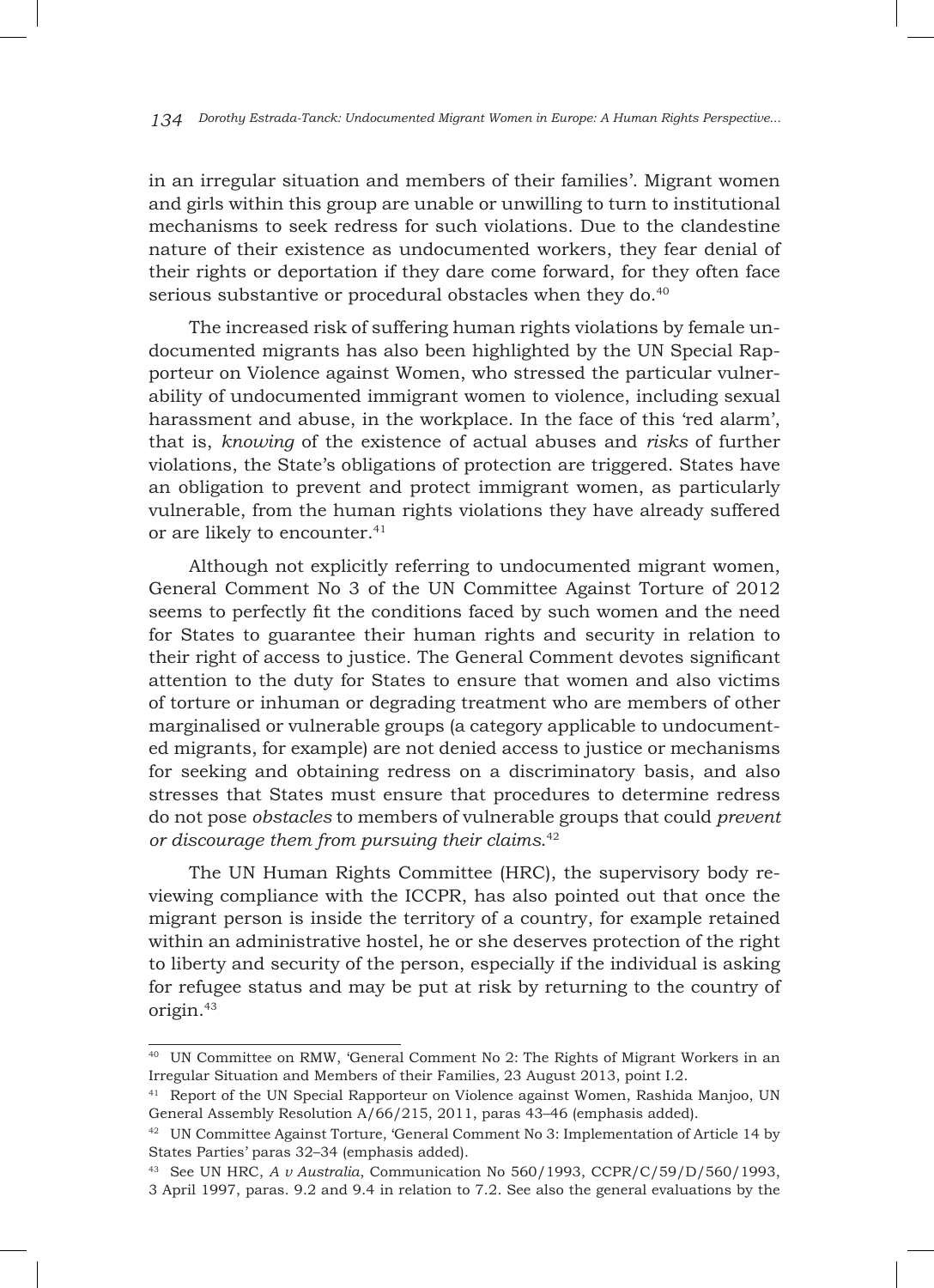in an irregular situation and members of their families'. Migrant women and girls within this group are unable or unwilling to turn to institutional mechanisms to seek redress for such violations. Due to the clandestine nature of their existence as undocumented workers, they fear denial of their rights or deportation if they dare come forward, for they often face serious substantive or procedural obstacles when they do.[40]

The increased risk of suffering human rights violations by female undocumented migrants has also been highlighted by the UN Special Rapporteur on Violence against Women, who stressed the particular vulnerability of undocumented immigrant women to violence, including sexual harassment and abuse, in the workplace. In the face of this 'red alarm', that is, *knowing* of the existence of actual abuses and *risks* of further violations, the State's obligations of protection are triggered. States have an obligation to prevent and protect immigrant women, as particularly vulnerable, from the human rights violations they have already suffered or are likely to encounter.[41]

Although not explicitly referring to undocumented migrant women, General Comment No 3 of the UN Committee Against Torture of 2012 seems to perfectly fit the conditions faced by such women and the need for States to guarantee their human rights and security in relation to their right of access to justice. The General Comment devotes significant attention to the duty for States to ensure that women and also victims of torture or inhuman or degrading treatment who are members of other marginalised or vulnerable groups (a category applicable to undocumented migrants, for example) are not denied access to justice or mechanisms for seeking and obtaining redress on a discriminatory basis, and also stresses that States must ensure that procedures to determine redress do not pose *obstacles* to members of vulnerable groups that could *prevent or discourage them from pursuing their claims*.[42]

The UN Human Rights Committee (HRC), the supervisory body reviewing compliance with the ICCPR, has also pointed out that once the migrant person is inside the territory of a country, for example retained within an administrative hostel, he or she deserves protection of the right to liberty and security of the person, especially if the individual is asking for refugee status and may be put at risk by returning to the country of origin.[43]

---

[40] UN Committee on RMW, 'General Comment No 2: The Rights of Migrant Workers in an Irregular Situation and Members of their Families*,* 23 August 2013, point I.2.

[41] Report of the UN Special Rapporteur on Violence against Women, Rashida Manjoo, UN General Assembly Resolution A/66/215, 2011, paras 43–46 (emphasis added).

[42] UN Committee Against Torture, 'General Comment No 3: Implementation of Article 14 by States Parties' paras 32–34 (emphasis added).

[43] See UN HRC, *A v Australia,* Communication No 560/1993, CCPR/C/59/D/560/1993, 3 April 1997, paras. 9.2 and 9.4 in relation to 7.2. See also the general evaluations by the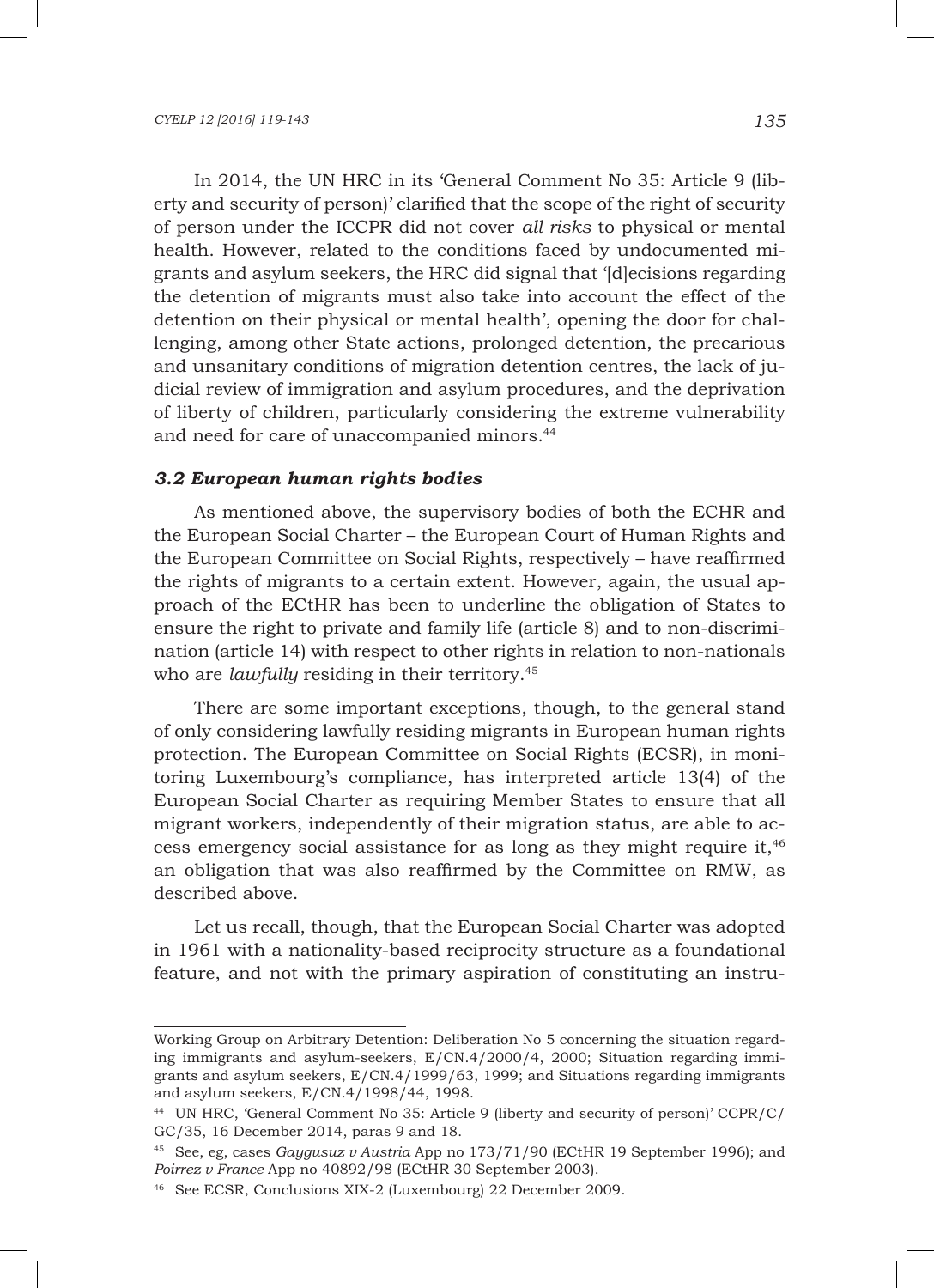In 2014, the UN HRC in its 'General Comment No 35: Article 9 (liberty and security of person)' clarified that the scope of the right of security of person under the ICCPR did not cover *all risks* to physical or mental health. However, related to the conditions faced by undocumented migrants and asylum seekers, the HRC did signal that '[d]ecisions regarding the detention of migrants must also take into account the effect of the detention on their physical or mental health', opening the door for challenging, among other State actions, prolonged detention, the precarious and unsanitary conditions of migration detention centres, the lack of judicial review of immigration and asylum procedures, and the deprivation of liberty of children, particularly considering the extreme vulnerability and need for care of unaccompanied minors.[44]

### *3.2 European human rights bodies*

As mentioned above, the supervisory bodies of both the ECHR and the European Social Charter – the European Court of Human Rights and the European Committee on Social Rights, respectively – have reaffirmed the rights of migrants to a certain extent. However, again, the usual approach of the ECtHR has been to underline the obligation of States to ensure the right to private and family life (article 8) and to non-discrimination (article 14) with respect to other rights in relation to non-nationals who are *lawfully* residing in their territory.[45]

There are some important exceptions, though, to the general stand of only considering lawfully residing migrants in European human rights protection. The European Committee on Social Rights (ECSR), in monitoring Luxembourg's compliance, has interpreted article 13(4) of the European Social Charter as requiring Member States to ensure that all migrant workers, independently of their migration status, are able to access emergency social assistance for as long as they might require it,[46] an obligation that was also reaffirmed by the Committee on RMW, as described above.

Let us recall, though, that the European Social Charter was adopted in 1961 with a nationality-based reciprocity structure as a foundational feature, and not with the primary aspiration of constituting an instru-

---

Working Group on Arbitrary Detention: Deliberation No 5 concerning the situation regarding immigrants and asylum-seekers, E/CN.4/2000/4, 2000; Situation regarding immigrants and asylum seekers, E/CN.4/1999/63, 1999; and Situations regarding immigrants and asylum seekers, E/CN.4/1998/44, 1998.

[44] UN HRC, 'General Comment No 35: Article 9 (liberty and security of person)' CCPR/C/GC/35, 16 December 2014, paras 9 and 18.

[45] See, eg, cases *Gaygusuz v Austria* App no 173/71/90 (ECtHR 19 September 1996); and *Poirrez v France* App no 40892/98 (ECtHR 30 September 2003).

[46] See ECSR, Conclusions XIX-2 (Luxembourg) 22 December 2009.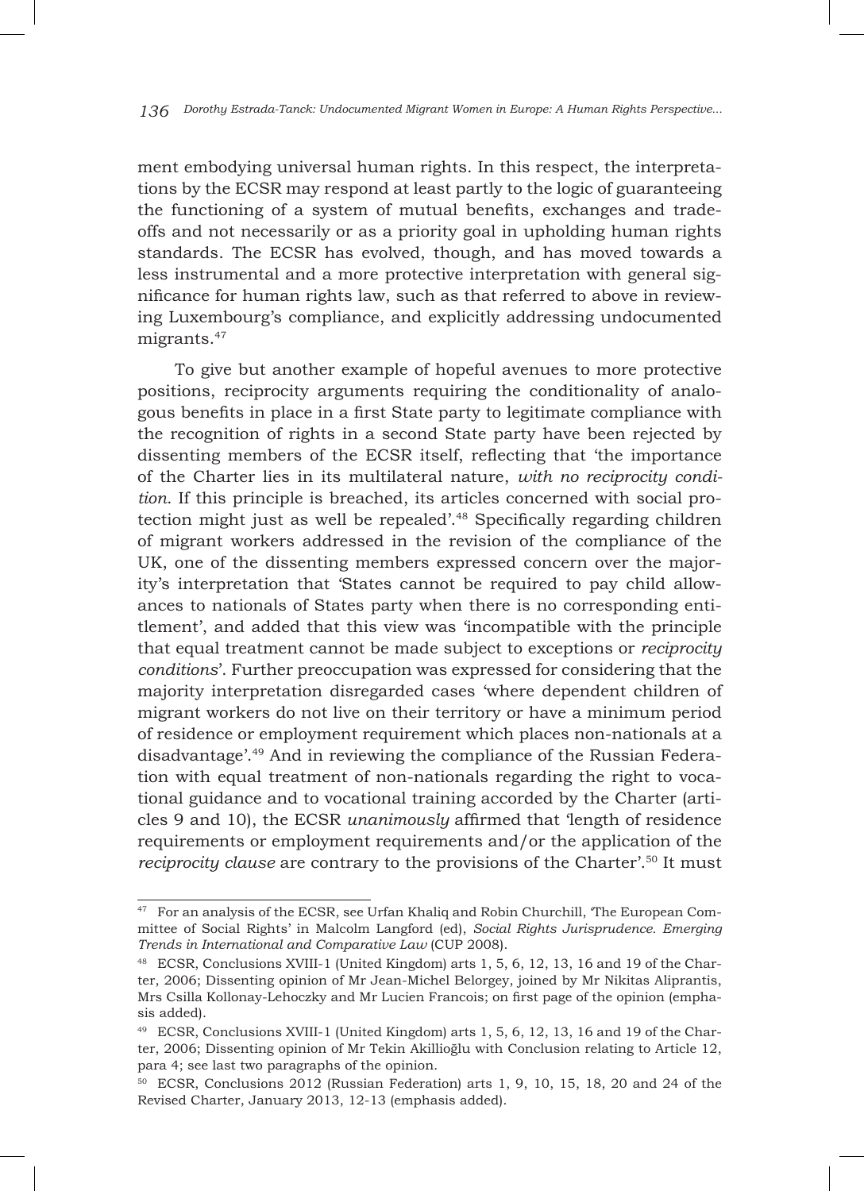ment embodying universal human rights. In this respect, the interpretations by the ECSR may respond at least partly to the logic of guaranteeing the functioning of a system of mutual benefits, exchanges and trade-offs and not necessarily or as a priority goal in upholding human rights standards. The ECSR has evolved, though, and has moved towards a less instrumental and a more protective interpretation with general significance for human rights law, such as that referred to above in reviewing Luxembourg's compliance, and explicitly addressing undocumented migrants.[47]

To give but another example of hopeful avenues to more protective positions, reciprocity arguments requiring the conditionality of analogous benefits in place in a first State party to legitimate compliance with the recognition of rights in a second State party have been rejected by dissenting members of the ECSR itself, reflecting that 'the importance of the Charter lies in its multilateral nature, *with no reciprocity condition*. If this principle is breached, its articles concerned with social protection might just as well be repealed'.[48] Specifically regarding children of migrant workers addressed in the revision of the compliance of the UK, one of the dissenting members expressed concern over the majority's interpretation that 'States cannot be required to pay child allowances to nationals of States party when there is no corresponding entitlement', and added that this view was 'incompatible with the principle that equal treatment cannot be made subject to exceptions or *reciprocity conditions*'. Further preoccupation was expressed for considering that the majority interpretation disregarded cases 'where dependent children of migrant workers do not live on their territory or have a minimum period of residence or employment requirement which places non-nationals at a disadvantage'.[49] And in reviewing the compliance of the Russian Federation with equal treatment of non-nationals regarding the right to vocational guidance and to vocational training accorded by the Charter (articles 9 and 10), the ECSR *unanimously* affirmed that 'length of residence requirements or employment requirements and/or the application of the *reciprocity clause* are contrary to the provisions of the Charter'.[50] It must

---

[47] For an analysis of the ECSR, see Urfan Khaliq and Robin Churchill, 'The European Committee of Social Rights' in Malcolm Langford (ed), *Social Rights Jurisprudence. Emerging Trends in International and Comparative Law* (CUP 2008).

[48] ECSR, Conclusions XVIII-1 (United Kingdom) arts 1, 5, 6, 12, 13, 16 and 19 of the Charter, 2006; Dissenting opinion of Mr Jean-Michel Belorgey, joined by Mr Nikitas Aliprantis, Mrs Csilla Kollonay-Lehoczky and Mr Lucien Francois; on first page of the opinion (emphasis added).

[49] ECSR, Conclusions XVIII-1 (United Kingdom) arts 1, 5, 6, 12, 13, 16 and 19 of the Charter, 2006; Dissenting opinion of Mr Tekin Akillioğlu with Conclusion relating to Article 12, para 4; see last two paragraphs of the opinion.

[50] ECSR, Conclusions 2012 (Russian Federation) arts 1, 9, 10, 15, 18, 20 and 24 of the Revised Charter, January 2013, 12-13 (emphasis added).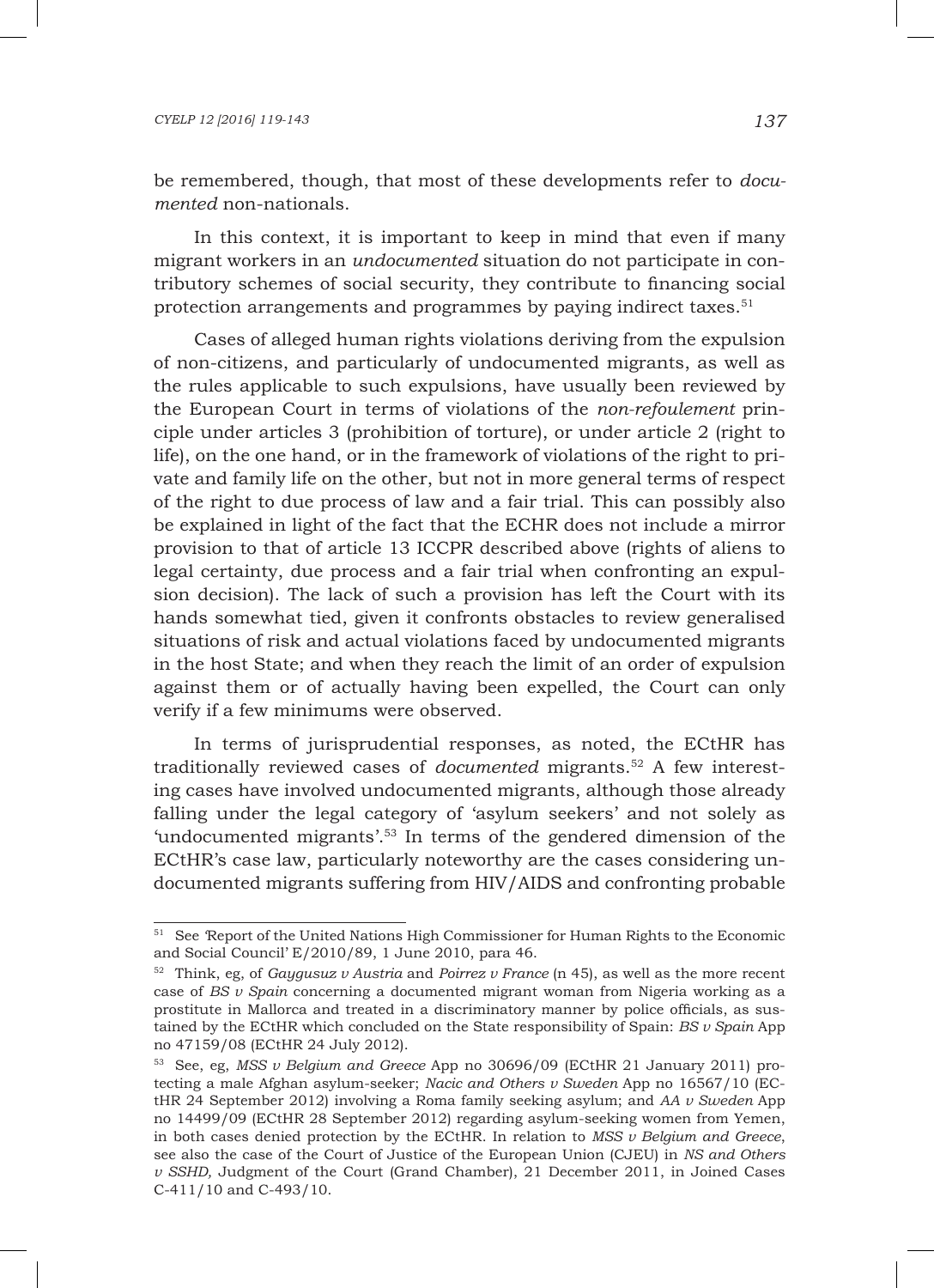be remembered, though, that most of these developments refer to *documented* non-nationals.

In this context, it is important to keep in mind that even if many migrant workers in an *undocumented* situation do not participate in contributory schemes of social security, they contribute to financing social protection arrangements and programmes by paying indirect taxes.[51]

Cases of alleged human rights violations deriving from the expulsion of non-citizens, and particularly of undocumented migrants, as well as the rules applicable to such expulsions, have usually been reviewed by the European Court in terms of violations of the *non-refoulement* principle under articles 3 (prohibition of torture), or under article 2 (right to life), on the one hand, or in the framework of violations of the right to private and family life on the other, but not in more general terms of respect of the right to due process of law and a fair trial. This can possibly also be explained in light of the fact that the ECHR does not include a mirror provision to that of article 13 ICCPR described above (rights of aliens to legal certainty, due process and a fair trial when confronting an expulsion decision). The lack of such a provision has left the Court with its hands somewhat tied, given it confronts obstacles to review generalised situations of risk and actual violations faced by undocumented migrants in the host State; and when they reach the limit of an order of expulsion against them or of actually having been expelled, the Court can only verify if a few minimums were observed.

In terms of jurisprudential responses, as noted, the ECtHR has traditionally reviewed cases of *documented* migrants.[52] A few interesting cases have involved undocumented migrants, although those already falling under the legal category of 'asylum seekers' and not solely as 'undocumented migrants'.[53] In terms of the gendered dimension of the ECtHR's case law, particularly noteworthy are the cases considering undocumented migrants suffering from HIV/AIDS and confronting probable

---

[51] See 'Report of the United Nations High Commissioner for Human Rights to the Economic and Social Council' E/2010/89, 1 June 2010, para 46.

[52] Think, eg, of *Gaygusuz v Austria* and *Poirrez v France* (n 45), as well as the more recent case of *BS v Spain* concerning a documented migrant woman from Nigeria working as a prostitute in Mallorca and treated in a discriminatory manner by police officials, as sustained by the ECtHR which concluded on the State responsibility of Spain: *BS v Spain* App no 47159/08 (ECtHR 24 July 2012).

[53] See, eg, *MSS v Belgium and Greece* App no 30696/09 (ECtHR 21 January 2011) protecting a male Afghan asylum-seeker; *Nacic and Others v Sweden* App no 16567/10 (ECtHR 24 September 2012) involving a Roma family seeking asylum; and *AA v Sweden* App no 14499/09 (ECtHR 28 September 2012) regarding asylum-seeking women from Yemen, in both cases denied protection by the ECtHR. In relation to *MSS v Belgium and Greece*, see also the case of the Court of Justice of the European Union (CJEU) in *NS and Others v SSHD,* Judgment of the Court (Grand Chamber), 21 December 2011, in Joined Cases C-411/10 and C-493/10.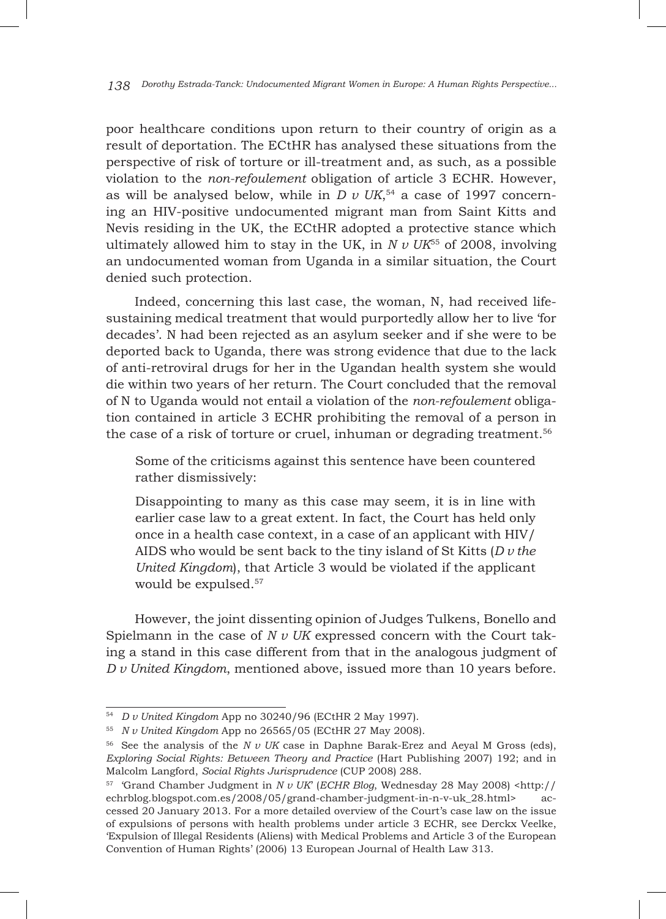poor healthcare conditions upon return to their country of origin as a result of deportation. The ECtHR has analysed these situations from the perspective of risk of torture or ill-treatment and, as such, as a possible violation to the *non-refoulement* obligation of article 3 ECHR. However, as will be analysed below, while in *D v UK*,[54] a case of 1997 concerning an HIV-positive undocumented migrant man from Saint Kitts and Nevis residing in the UK, the ECtHR adopted a protective stance which ultimately allowed him to stay in the UK, in *N v UK*[55] of 2008, involving an undocumented woman from Uganda in a similar situation, the Court denied such protection.

Indeed, concerning this last case, the woman, N, had received life-sustaining medical treatment that would purportedly allow her to live 'for decades'. N had been rejected as an asylum seeker and if she were to be deported back to Uganda, there was strong evidence that due to the lack of anti-retroviral drugs for her in the Ugandan health system she would die within two years of her return. The Court concluded that the removal of N to Uganda would not entail a violation of the *non-refoulement* obligation contained in article 3 ECHR prohibiting the removal of a person in the case of a risk of torture or cruel, inhuman or degrading treatment.[56]

> Some of the criticisms against this sentence have been countered rather dismissively:
>
> Disappointing to many as this case may seem, it is in line with earlier case law to a great extent. In fact, the Court has held only once in a health case context, in a case of an applicant with HIV/AIDS who would be sent back to the tiny island of St Kitts (*D v the United Kingdom*), that Article 3 would be violated if the applicant would be expulsed.[57]

However, the joint dissenting opinion of Judges Tulkens, Bonello and Spielmann in the case of *N v UK* expressed concern with the Court taking a stand in this case different from that in the analogous judgment of *D v United Kingdom*, mentioned above, issued more than 10 years before.

---

[54] *D v United Kingdom* App no 30240/96 (ECtHR 2 May 1997).

[55] *N v United Kingdom* App no 26565/05 (ECtHR 27 May 2008).

[56] See the analysis of the *N v UK* case in Daphne Barak-Erez and Aeyal M Gross (eds), *Exploring Social Rights: Between Theory and Practice* (Hart Publishing 2007) 192; and in Malcolm Langford, *Social Rights Jurisprudence* (CUP 2008) 288.

[57] 'Grand Chamber Judgment in *N v UK*' (*ECHR Blog*, Wednesday 28 May 2008) <http://echrblog.blogspot.com.es/2008/05/grand-chamber-judgment-in-n-v-uk_28.html> accessed 20 January 2013. For a more detailed overview of the Court's case law on the issue of expulsions of persons with health problems under article 3 ECHR, see Derckx Veelke, 'Expulsion of Illegal Residents (Aliens) with Medical Problems and Article 3 of the European Convention of Human Rights' (2006) 13 European Journal of Health Law 313.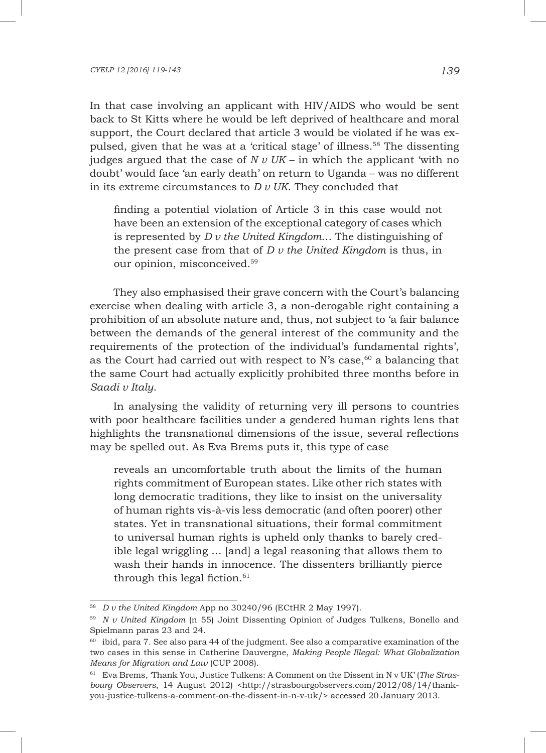In that case involving an applicant with HIV/AIDS who would be sent back to St Kitts where he would be left deprived of healthcare and moral support, the Court declared that article 3 would be violated if he was expulsed, given that he was at a 'critical stage' of illness.[58] The dissenting judges argued that the case of *N v UK* – in which the applicant 'with no doubt' would face 'an early death' on return to Uganda – was no different in its extreme circumstances to *D v UK*. They concluded that

> finding a potential violation of Article 3 in this case would not have been an extension of the exceptional category of cases which is represented by *D v the United Kingdom*… The distinguishing of the present case from that of *D v the United Kingdom* is thus, in our opinion, misconceived.[59]

They also emphasised their grave concern with the Court's balancing exercise when dealing with article 3, a non-derogable right containing a prohibition of an absolute nature and, thus, not subject to 'a fair balance between the demands of the general interest of the community and the requirements of the protection of the individual's fundamental rights', as the Court had carried out with respect to N's case,[60] a balancing that the same Court had actually explicitly prohibited three months before in *Saadi v Italy*.

In analysing the validity of returning very ill persons to countries with poor healthcare facilities under a gendered human rights lens that highlights the transnational dimensions of the issue, several reflections may be spelled out. As Eva Brems puts it, this type of case

> reveals an uncomfortable truth about the limits of the human rights commitment of European states. Like other rich states with long democratic traditions, they like to insist on the universality of human rights vis-à-vis less democratic (and often poorer) other states. Yet in transnational situations, their formal commitment to universal human rights is upheld only thanks to barely credible legal wriggling … [and] a legal reasoning that allows them to wash their hands in innocence. The dissenters brilliantly pierce through this legal fiction.[61]

---

[58] *D v the United Kingdom* App no 30240/96 (ECtHR 2 May 1997).

[59] *N v United Kingdom* (n 55) Joint Dissenting Opinion of Judges Tulkens, Bonello and Spielmann paras 23 and 24.

[60] ibid, para 7. See also para 44 of the judgment. See also a comparative examination of the two cases in this sense in Catherine Dauvergne, *Making People Illegal: What Globalization Means for Migration and Law* (CUP 2008).

[61] Eva Brems, 'Thank You, Justice Tulkens: A Comment on the Dissent in N v UK' (*The Strasbourg Observers*, 14 August 2012) <http://strasbourgobservers.com/2012/08/14/thank-you-justice-tulkens-a-comment-on-the-dissent-in-n-v-uk/> accessed 20 January 2013.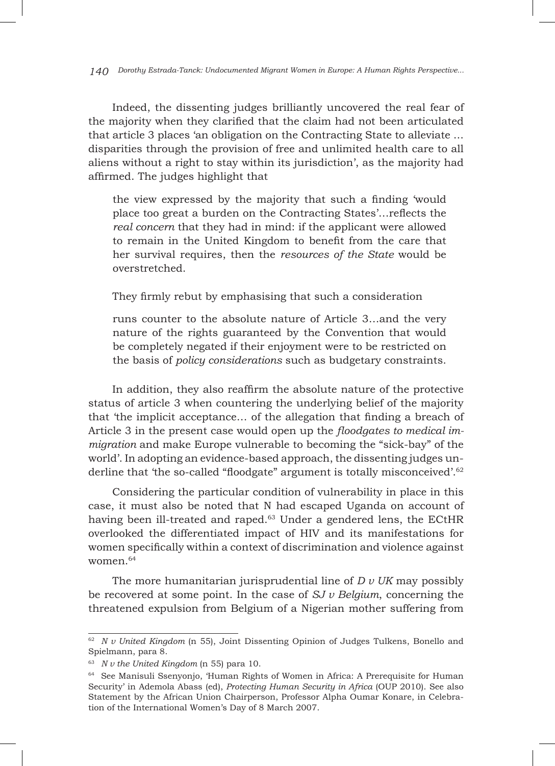Indeed, the dissenting judges brilliantly uncovered the real fear of the majority when they clarified that the claim had not been articulated that article 3 places 'an obligation on the Contracting State to alleviate … disparities through the provision of free and unlimited health care to all aliens without a right to stay within its jurisdiction', as the majority had affirmed. The judges highlight that

> the view expressed by the majority that such a finding 'would place too great a burden on the Contracting States'…reflects the *real concern* that they had in mind: if the applicant were allowed to remain in the United Kingdom to benefit from the care that her survival requires, then the *resources of the State* would be overstretched.

They firmly rebut by emphasising that such a consideration

> runs counter to the absolute nature of Article 3…and the very nature of the rights guaranteed by the Convention that would be completely negated if their enjoyment were to be restricted on the basis of *policy considerations* such as budgetary constraints.

In addition, they also reaffirm the absolute nature of the protective status of article 3 when countering the underlying belief of the majority that 'the implicit acceptance… of the allegation that finding a breach of Article 3 in the present case would open up the *floodgates to medical immigration* and make Europe vulnerable to becoming the "sick-bay" of the world'. In adopting an evidence-based approach, the dissenting judges underline that 'the so-called "floodgate" argument is totally misconceived'.[62]

Considering the particular condition of vulnerability in place in this case, it must also be noted that N had escaped Uganda on account of having been ill-treated and raped.[63] Under a gendered lens, the ECtHR overlooked the differentiated impact of HIV and its manifestations for women specifically within a context of discrimination and violence against women.[64]

The more humanitarian jurisprudential line of *D v UK* may possibly be recovered at some point. In the case of *SJ v Belgium*, concerning the threatened expulsion from Belgium of a Nigerian mother suffering from

---

[62] *N v United Kingdom* (n 55), Joint Dissenting Opinion of Judges Tulkens, Bonello and Spielmann, para 8.

[63] *N v the United Kingdom* (n 55) para 10.

[64] See Manisuli Ssenyonjo, 'Human Rights of Women in Africa: A Prerequisite for Human Security' in Ademola Abass (ed), *Protecting Human Security in Africa* (OUP 2010). See also Statement by the African Union Chairperson, Professor Alpha Oumar Konare, in Celebration of the International Women's Day of 8 March 2007.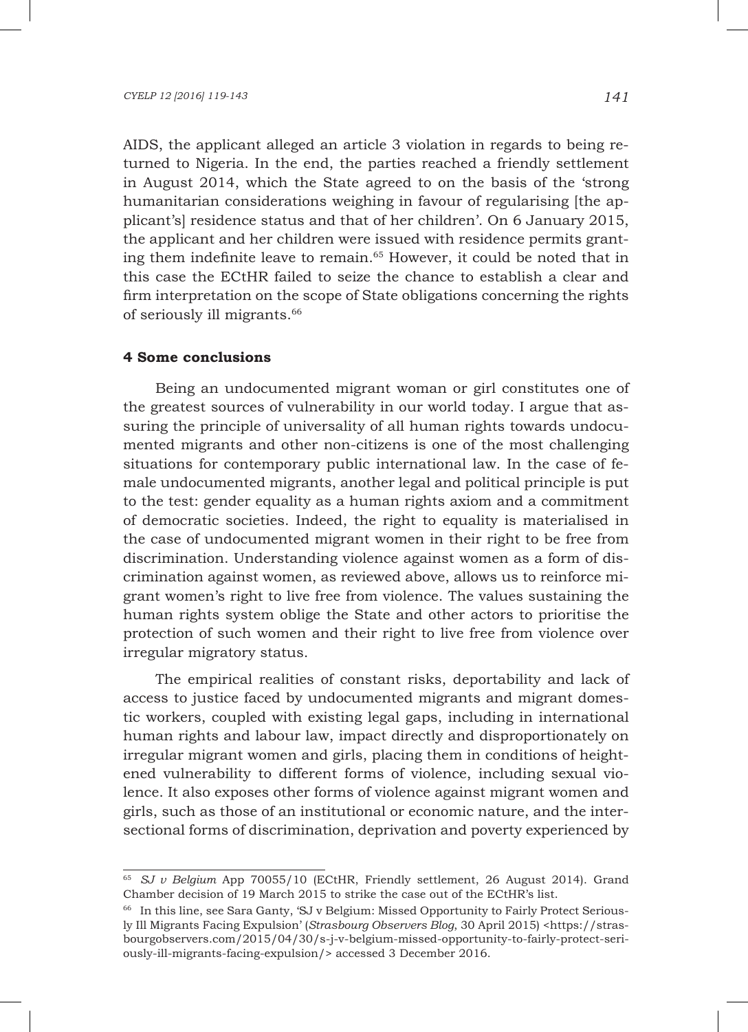AIDS, the applicant alleged an article 3 violation in regards to being returned to Nigeria. In the end, the parties reached a friendly settlement in August 2014, which the State agreed to on the basis of the 'strong humanitarian considerations weighing in favour of regularising [the applicant's] residence status and that of her children'. On 6 January 2015, the applicant and her children were issued with residence permits granting them indefinite leave to remain.[65] However, it could be noted that in this case the ECtHR failed to seize the chance to establish a clear and firm interpretation on the scope of State obligations concerning the rights of seriously ill migrants.[66]

## 4 Some conclusions

Being an undocumented migrant woman or girl constitutes one of the greatest sources of vulnerability in our world today. I argue that assuring the principle of universality of all human rights towards undocumented migrants and other non-citizens is one of the most challenging situations for contemporary public international law. In the case of female undocumented migrants, another legal and political principle is put to the test: gender equality as a human rights axiom and a commitment of democratic societies. Indeed, the right to equality is materialised in the case of undocumented migrant women in their right to be free from discrimination. Understanding violence against women as a form of discrimination against women, as reviewed above, allows us to reinforce migrant women's right to live free from violence. The values sustaining the human rights system oblige the State and other actors to prioritise the protection of such women and their right to live free from violence over irregular migratory status.

The empirical realities of constant risks, deportability and lack of access to justice faced by undocumented migrants and migrant domestic workers, coupled with existing legal gaps, including in international human rights and labour law, impact directly and disproportionately on irregular migrant women and girls, placing them in conditions of heightened vulnerability to different forms of violence, including sexual violence. It also exposes other forms of violence against migrant women and girls, such as those of an institutional or economic nature, and the intersectional forms of discrimination, deprivation and poverty experienced by

---

[65] *SJ v Belgium* App 70055/10 (ECtHR, Friendly settlement, 26 August 2014). Grand Chamber decision of 19 March 2015 to strike the case out of the ECtHR's list.

[66] In this line, see Sara Ganty, 'SJ v Belgium: Missed Opportunity to Fairly Protect Seriously Ill Migrants Facing Expulsion' (*Strasbourg Observers Blog*, 30 April 2015) <https://strasbourgobservers.com/2015/04/30/s-j-v-belgium-missed-opportunity-to-fairly-protect-seriously-ill-migrants-facing-expulsion/> accessed 3 December 2016.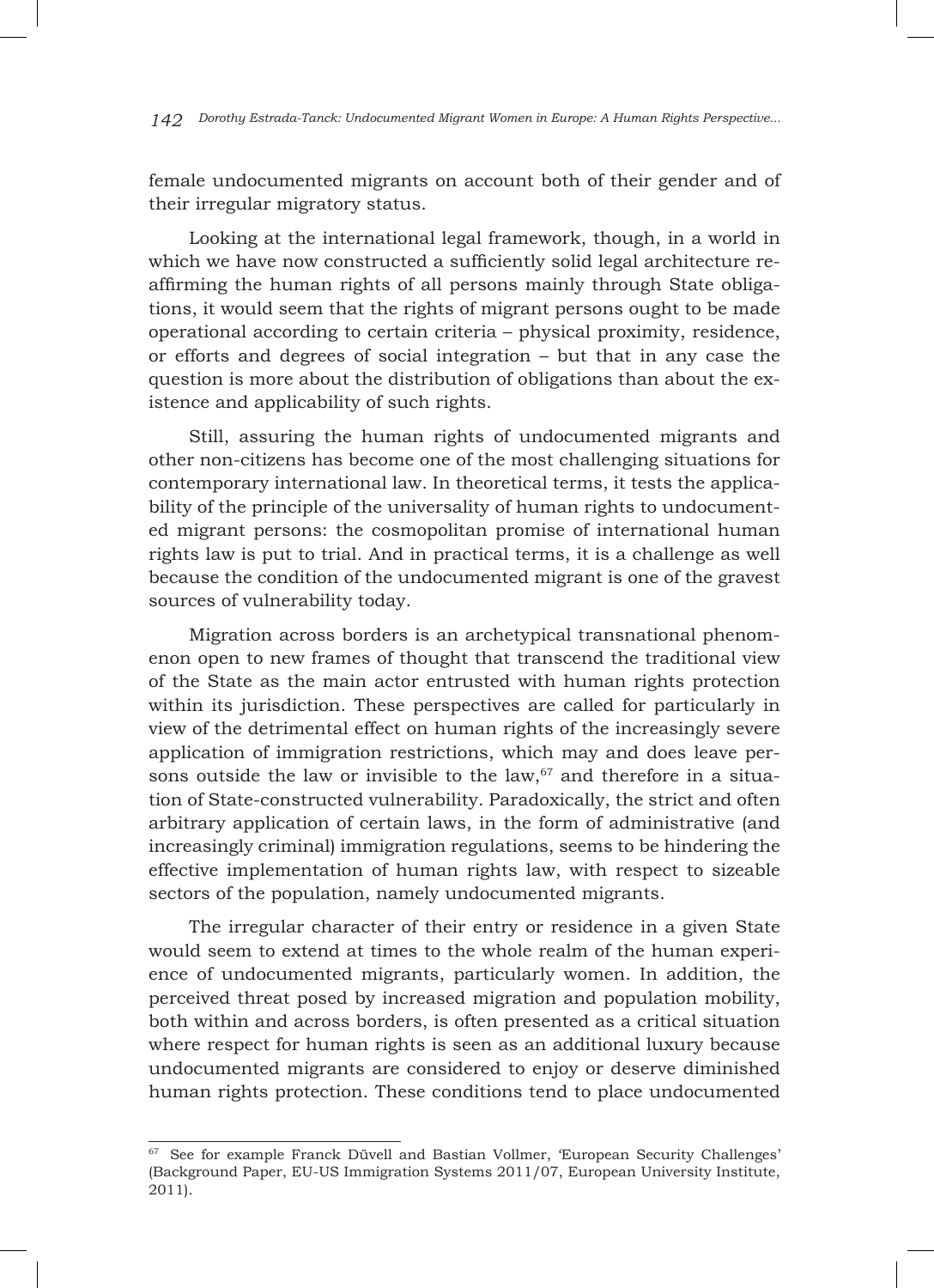female undocumented migrants on account both of their gender and of their irregular migratory status.

Looking at the international legal framework, though, in a world in which we have now constructed a sufficiently solid legal architecture reaffirming the human rights of all persons mainly through State obligations, it would seem that the rights of migrant persons ought to be made operational according to certain criteria – physical proximity, residence, or efforts and degrees of social integration – but that in any case the question is more about the distribution of obligations than about the existence and applicability of such rights.

Still, assuring the human rights of undocumented migrants and other non-citizens has become one of the most challenging situations for contemporary international law. In theoretical terms, it tests the applicability of the principle of the universality of human rights to undocumented migrant persons: the cosmopolitan promise of international human rights law is put to trial. And in practical terms, it is a challenge as well because the condition of the undocumented migrant is one of the gravest sources of vulnerability today.

Migration across borders is an archetypical transnational phenomenon open to new frames of thought that transcend the traditional view of the State as the main actor entrusted with human rights protection within its jurisdiction. These perspectives are called for particularly in view of the detrimental effect on human rights of the increasingly severe application of immigration restrictions, which may and does leave persons outside the law or invisible to the law,[67] and therefore in a situation of State-constructed vulnerability. Paradoxically, the strict and often arbitrary application of certain laws, in the form of administrative (and increasingly criminal) immigration regulations, seems to be hindering the effective implementation of human rights law, with respect to sizeable sectors of the population, namely undocumented migrants.

The irregular character of their entry or residence in a given State would seem to extend at times to the whole realm of the human experience of undocumented migrants, particularly women. In addition, the perceived threat posed by increased migration and population mobility, both within and across borders, is often presented as a critical situation where respect for human rights is seen as an additional luxury because undocumented migrants are considered to enjoy or deserve diminished human rights protection. These conditions tend to place undocumented

---

[67] See for example Franck Düvell and Bastian Vollmer, 'European Security Challenges' (Background Paper, EU-US Immigration Systems 2011/07, European University Institute, 2011).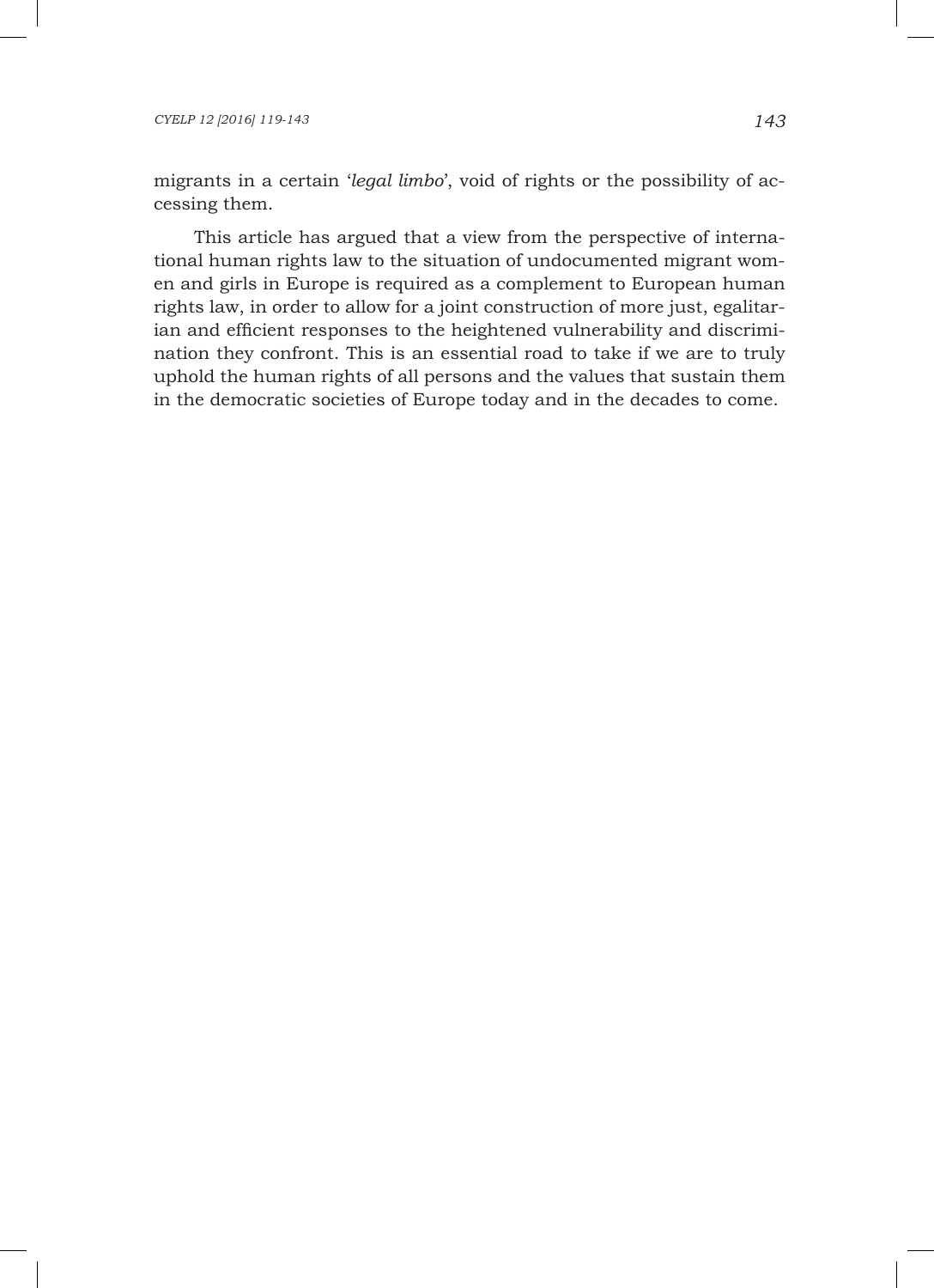migrants in a certain '*legal limbo*', void of rights or the possibility of accessing them.

This article has argued that a view from the perspective of international human rights law to the situation of undocumented migrant women and girls in Europe is required as a complement to European human rights law, in order to allow for a joint construction of more just, egalitarian and efficient responses to the heightened vulnerability and discrimination they confront. This is an essential road to take if we are to truly uphold the human rights of all persons and the values that sustain them in the democratic societies of Europe today and in the decades to come.